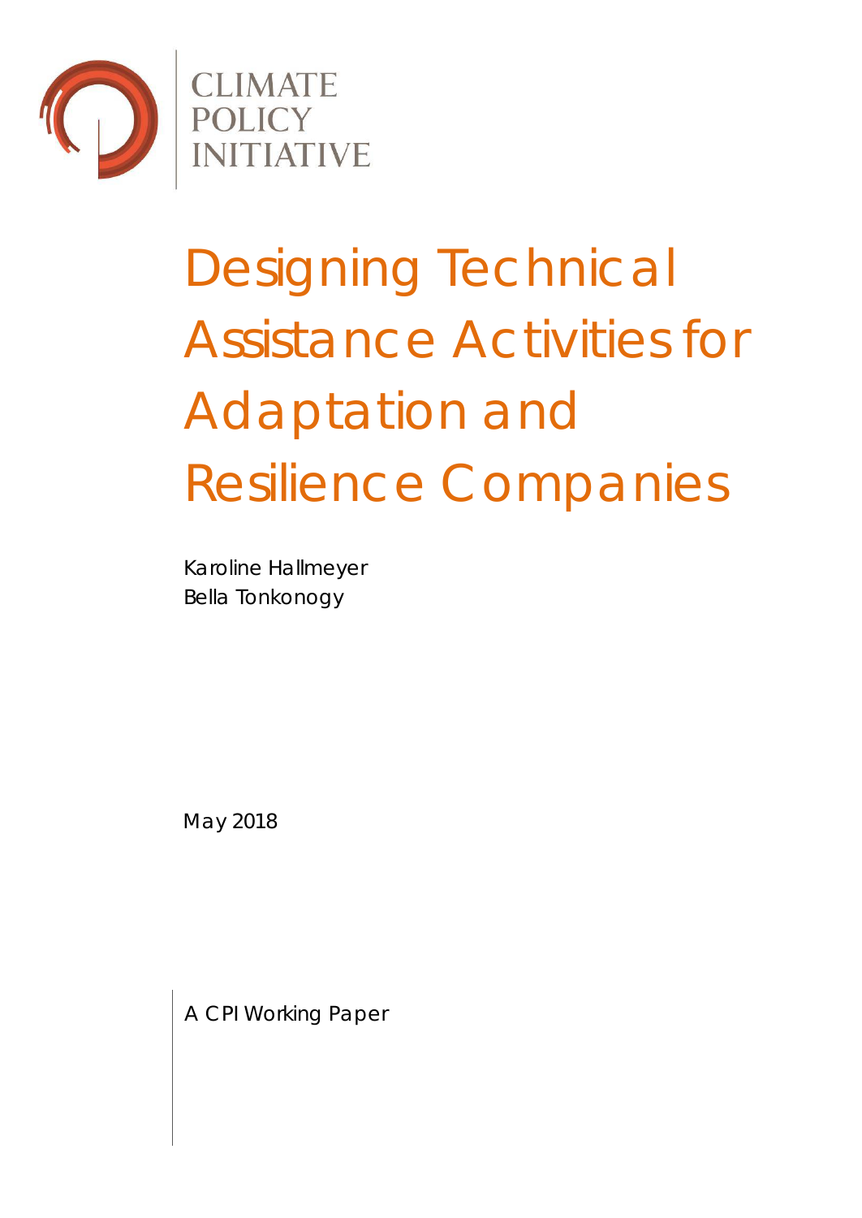CLIMATE POLICY INITIATIVE

# Designing Technical Assistance Activities for Adaptation and Resilience Companies

Karoline Hallmeyer
Bella Tonkonogy

May 2018

A CPI Working Paper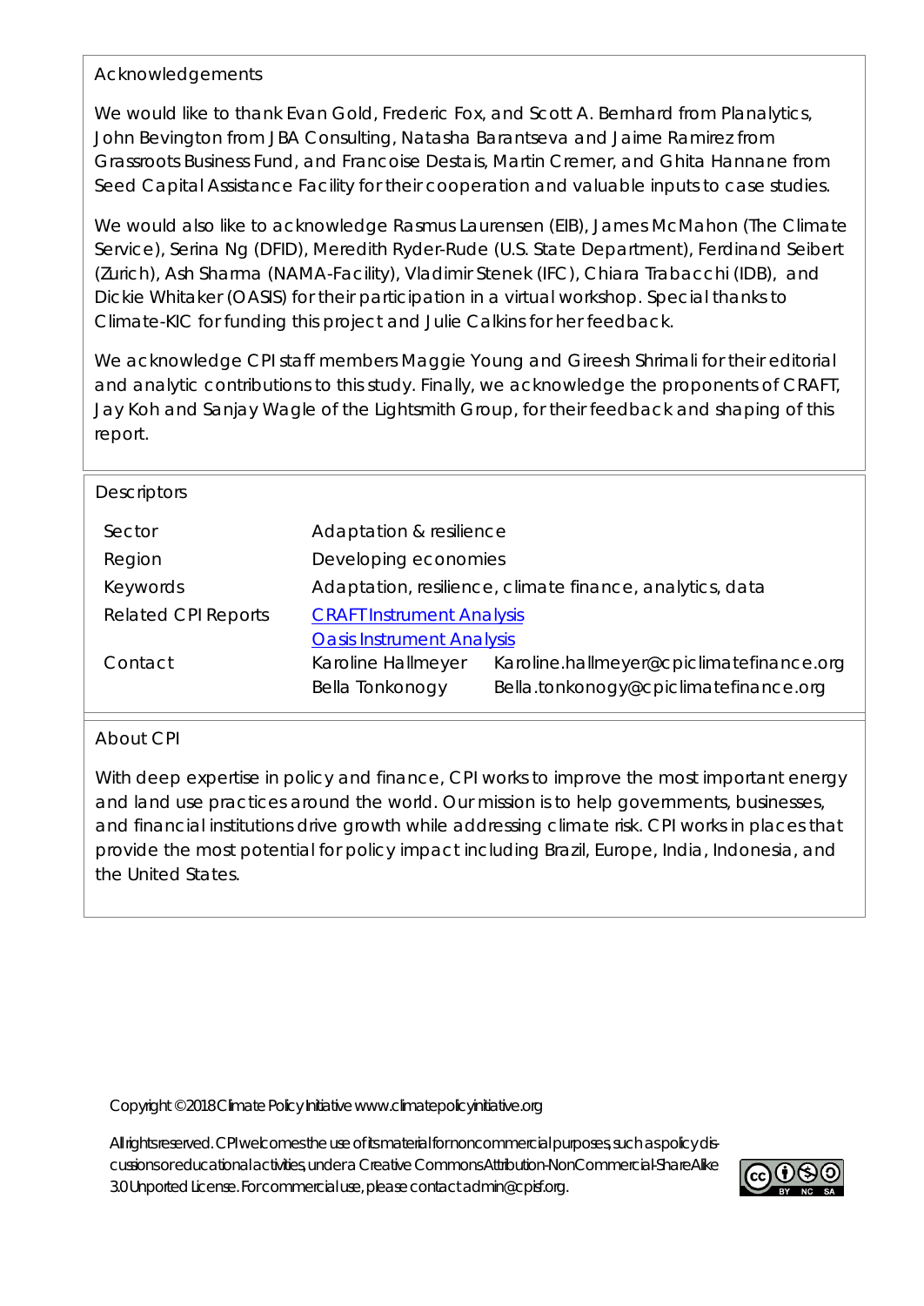## Acknowledgements

We would like to thank Evan Gold, Frederic Fox, and Scott A. Bernhard from Planalytics, John Bevington from JBA Consulting, Natasha Barantseva and Jaime Ramirez from Grassroots Business Fund, and Francoise Destais, Martin Cremer, and Ghita Hannane from Seed Capital Assistance Facility for their cooperation and valuable inputs to case studies.

We would also like to acknowledge Rasmus Laurensen (EIB), James McMahon (The Climate Service), Serina Ng (DFID), Meredith Ryder-Rude (U.S. State Department), Ferdinand Seibert (Zurich), Ash Sharma (NAMA-Facility), Vladimir Stenek (IFC), Chiara Trabacchi (IDB), and Dickie Whitaker (OASIS) for their participation in a virtual workshop. Special thanks to Climate-KIC for funding this project and Julie Calkins for her feedback.

We acknowledge CPI staff members Maggie Young and Gireesh Shrimali for their editorial and analytic contributions to this study. Finally, we acknowledge the proponents of CRAFT, Jay Koh and Sanjay Wagle of the Lightsmith Group, for their feedback and shaping of this report.

## Descriptors

| | | |
|---|---|---|
| Sector | Adaptation & resilience | |
| Region | Developing economies | |
| Keywords | Adaptation, resilience, climate finance, analytics, data | |
| Related CPI Reports | CRAFT Instrument Analysis | |
| | Oasis Instrument Analysis | |
| Contact | Karoline Hallmeyer | Karoline.hallmeyer@cpiclimatefinance.org |
| | Bella Tonkonogy | Bella.tonkonogy@cpiclimatefinance.org |

## About CPI

With deep expertise in policy and finance, CPI works to improve the most important energy and land use practices around the world. Our mission is to help governments, businesses, and financial institutions drive growth while addressing climate risk. CPI works in places that provide the most potential for policy impact including Brazil, Europe, India, Indonesia, and the United States.

Copyright © 2018 Climate Policy Initiative www.climatepolicyinitiative.org

All rights reserved. CPI welcomes the use of its material for noncommercial purposes, such as policy discussions or educational activities, under a Creative Commons Attribution-NonCommercial-ShareAlike 3.0 Unported License. For commercial use, please contact admin@cpisf.org.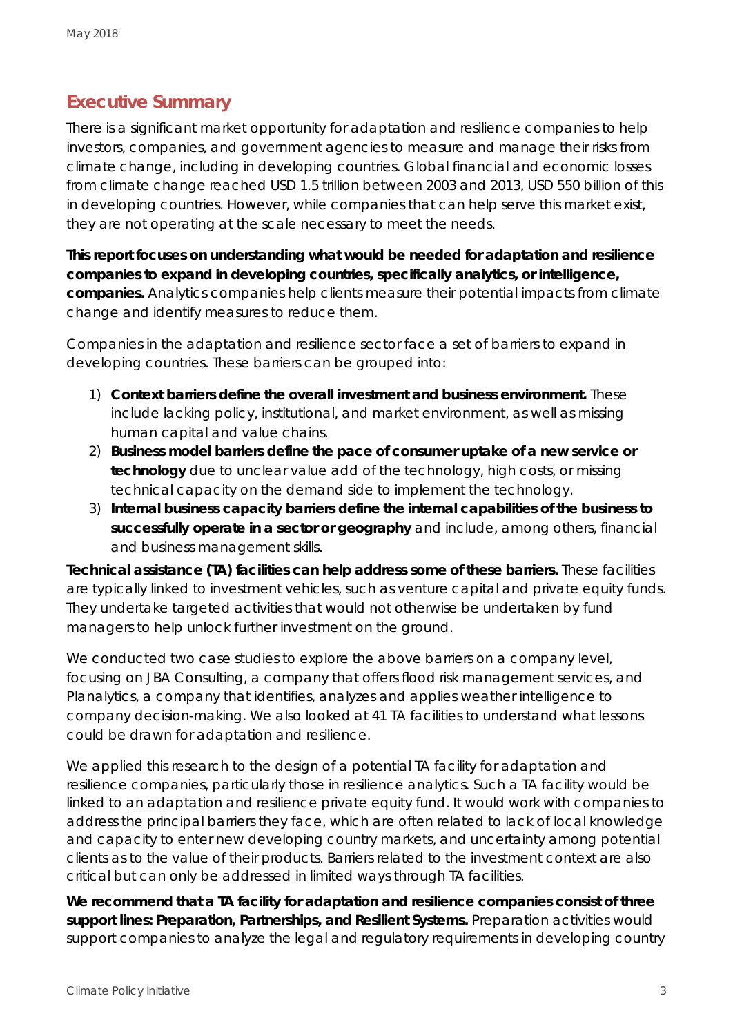## Executive Summary

There is a significant market opportunity for adaptation and resilience companies to help investors, companies, and government agencies to measure and manage their risks from climate change, including in developing countries. Global financial and economic losses from climate change reached USD 1.5 trillion between 2003 and 2013, USD 550 billion of this in developing countries. However, while companies that can help serve this market exist, they are not operating at the scale necessary to meet the needs.

**This report focuses on understanding what would be needed for adaptation and resilience companies to expand in developing countries, specifically analytics, or intelligence, companies.** Analytics companies help clients measure their potential impacts from climate change and identify measures to reduce them.

Companies in the adaptation and resilience sector face a set of barriers to expand in developing countries. These barriers can be grouped into:

1) **Context barriers define the overall investment and business environment.** These include lacking policy, institutional, and market environment, as well as missing human capital and value chains.
2) **Business model barriers define the pace of consumer uptake of a new service or technology** due to unclear value add of the technology, high costs, or missing technical capacity on the demand side to implement the technology.
3) **Internal business capacity barriers define the internal capabilities of the business to successfully operate in a sector or geography** and include, among others, financial and business management skills.

**Technical assistance (TA) facilities can help address some of these barriers.** These facilities are typically linked to investment vehicles, such as venture capital and private equity funds. They undertake targeted activities that would not otherwise be undertaken by fund managers to help unlock further investment on the ground.

We conducted two case studies to explore the above barriers on a company level, focusing on JBA Consulting, a company that offers flood risk management services, and Planalytics, a company that identifies, analyzes and applies weather intelligence to company decision-making. We also looked at 41 TA facilities to understand what lessons could be drawn for adaptation and resilience.

We applied this research to the design of a potential TA facility for adaptation and resilience companies, particularly those in resilience analytics. Such a TA facility would be linked to an adaptation and resilience private equity fund. It would work with companies to address the principal barriers they face, which are often related to lack of local knowledge and capacity to enter new developing country markets, and uncertainty among potential clients as to the value of their products. Barriers related to the investment context are also critical but can only be addressed in limited ways through TA facilities.

**We recommend that a TA facility for adaptation and resilience companies consist of three support lines: Preparation, Partnerships, and Resilient Systems.** Preparation activities would support companies to analyze the legal and regulatory requirements in developing country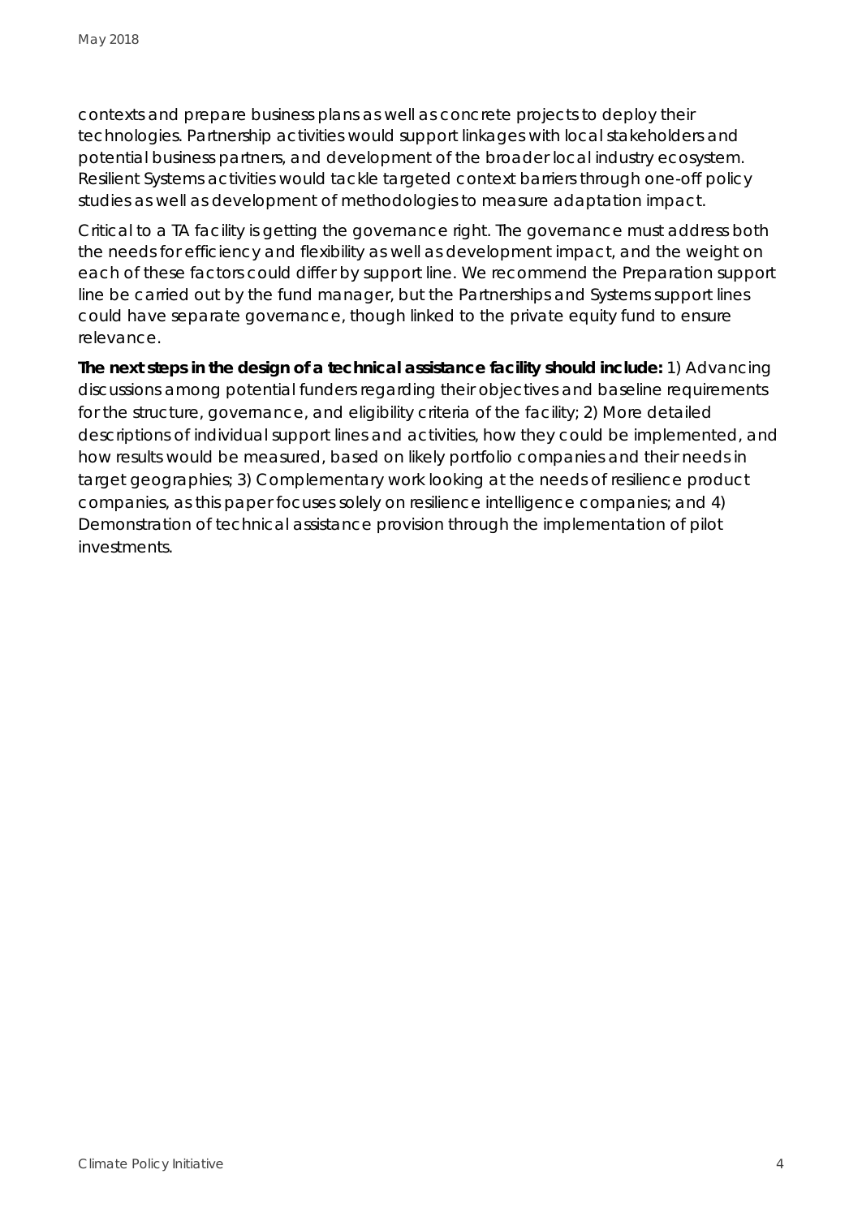contexts and prepare business plans as well as concrete projects to deploy their technologies. Partnership activities would support linkages with local stakeholders and potential business partners, and development of the broader local industry ecosystem. Resilient Systems activities would tackle targeted context barriers through one-off policy studies as well as development of methodologies to measure adaptation impact.

Critical to a TA facility is getting the governance right. The governance must address both the needs for efficiency and flexibility as well as development impact, and the weight on each of these factors could differ by support line. We recommend the Preparation support line be carried out by the fund manager, but the Partnerships and Systems support lines could have separate governance, though linked to the private equity fund to ensure relevance.

**The next steps in the design of a technical assistance facility should include:** 1) Advancing discussions among potential funders regarding their objectives and baseline requirements for the structure, governance, and eligibility criteria of the facility; 2) More detailed descriptions of individual support lines and activities, how they could be implemented, and how results would be measured, based on likely portfolio companies and their needs in target geographies; 3) Complementary work looking at the needs of resilience product companies, as this paper focuses solely on resilience intelligence companies; and 4) Demonstration of technical assistance provision through the implementation of pilot investments.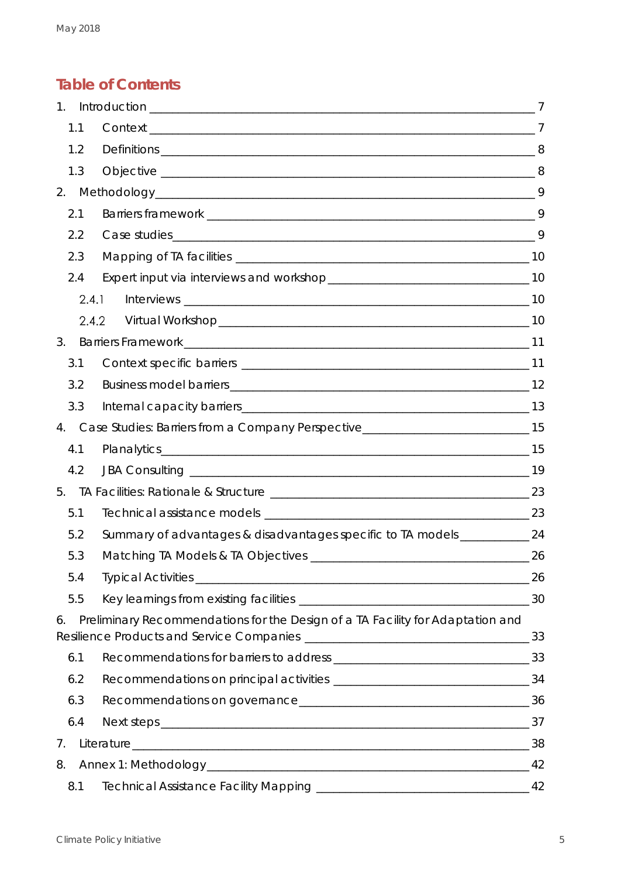## Table of Contents

1. Introduction _______ 7
   - 1.1 Context _______ 7
   - 1.2 Definitions _______ 8
   - 1.3 Objective _______ 8
2. Methodology _______ 9
   - 2.1 Barriers framework _______ 9
   - 2.2 Case studies _______ 9
   - 2.3 Mapping of TA facilities _______ 10
   - 2.4 Expert input via interviews and workshop _______ 10
     - 2.4.1 Interviews _______ 10
     - 2.4.2 Virtual Workshop _______ 10
3. Barriers Framework _______ 11
   - 3.1 Context specific barriers _______ 11
   - 3.2 Business model barriers _______ 12
   - 3.3 Internal capacity barriers _______ 13
4. Case Studies: Barriers from a Company Perspective _______ 15
   - 4.1 Planalytics _______ 15
   - 4.2 JBA Consulting _______ 19
5. TA Facilities: Rationale & Structure _______ 23
   - 5.1 Technical assistance models _______ 23
   - 5.2 Summary of advantages & disadvantages specific to TA models _______ 24
   - 5.3 Matching TA Models & TA Objectives _______ 26
   - 5.4 Typical Activities _______ 26
   - 5.5 Key learnings from existing facilities _______ 30
6. Preliminary Recommendations for the Design of a TA Facility for Adaptation and Resilience Products and Service Companies _______ 33
   - 6.1 Recommendations for barriers to address _______ 33
   - 6.2 Recommendations on principal activities _______ 34
   - 6.3 Recommendations on governance _______ 36
   - 6.4 Next steps _______ 37
7. Literature _______ 38
8. Annex 1: Methodology _______ 42
   - 8.1 Technical Assistance Facility Mapping _______ 42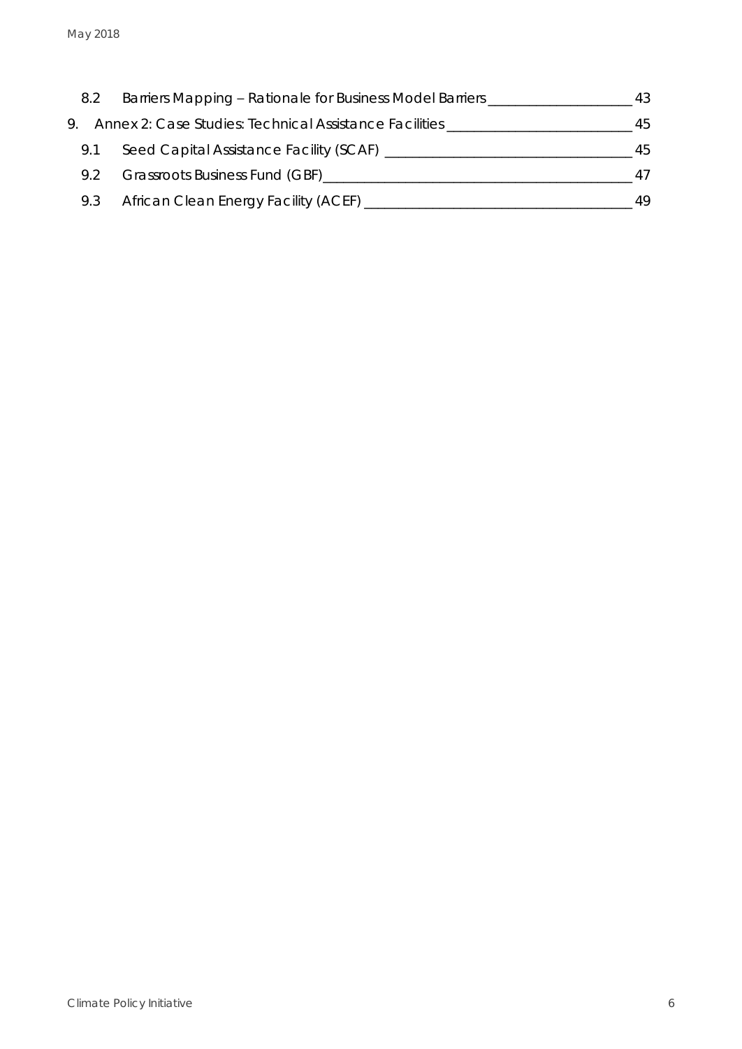8.2 Barriers Mapping – Rationale for Business Model Barriers ____________________ 43

9. Annex 2: Case Studies: Technical Assistance Facilities __________________________ 45

9.1 Seed Capital Assistance Facility (SCAF) __________________________________ 45

9.2 Grassroots Business Fund (GBF)__________________________________________ 47

9.3 African Clean Energy Facility (ACEF) ______________________________________ 49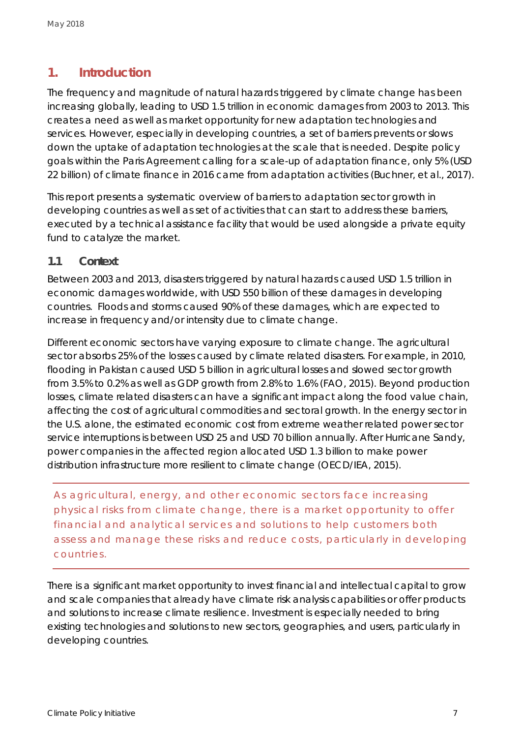# 1. Introduction

The frequency and magnitude of natural hazards triggered by climate change has been increasing globally, leading to USD 1.5 trillion in economic damages from 2003 to 2013. This creates a need as well as market opportunity for new adaptation technologies and services. However, especially in developing countries, a set of barriers prevents or slows down the uptake of adaptation technologies at the scale that is needed. Despite policy goals within the Paris Agreement calling for a scale-up of adaptation finance, only 5% (USD 22 billion) of climate finance in 2016 came from adaptation activities (Buchner, et al., 2017).

This report presents a systematic overview of barriers to adaptation sector growth in developing countries as well as set of activities that can start to address these barriers, executed by a technical assistance facility that would be used alongside a private equity fund to catalyze the market.

## 1.1 Context

Between 2003 and 2013, disasters triggered by natural hazards caused USD 1.5 trillion in economic damages worldwide, with USD 550 billion of these damages in developing countries. Floods and storms caused 90% of these damages, which are expected to increase in frequency and/or intensity due to climate change.

Different economic sectors have varying exposure to climate change. The agricultural sector absorbs 25% of the losses caused by climate related disasters. For example, in 2010, flooding in Pakistan caused USD 5 billion in agricultural losses and slowed sector growth from 3.5% to 0.2% as well as GDP growth from 2.8% to 1.6% (FAO, 2015). Beyond production losses, climate related disasters can have a significant impact along the food value chain, affecting the cost of agricultural commodities and sectoral growth. In the energy sector in the U.S. alone, the estimated economic cost from extreme weather related power sector service interruptions is between USD 25 and USD 70 billion annually. After Hurricane Sandy, power companies in the affected region allocated USD 1.3 billion to make power distribution infrastructure more resilient to climate change (OECD/IEA, 2015).

> As agricultural, energy, and other economic sectors face increasing physical risks from climate change, there is a market opportunity to offer financial and analytical services and solutions to help customers both assess and manage these risks and reduce costs, particularly in developing countries.

There is a significant market opportunity to invest financial and intellectual capital to grow and scale companies that already have climate risk analysis capabilities or offer products and solutions to increase climate resilience. Investment is especially needed to bring existing technologies and solutions to new sectors, geographies, and users, particularly in developing countries.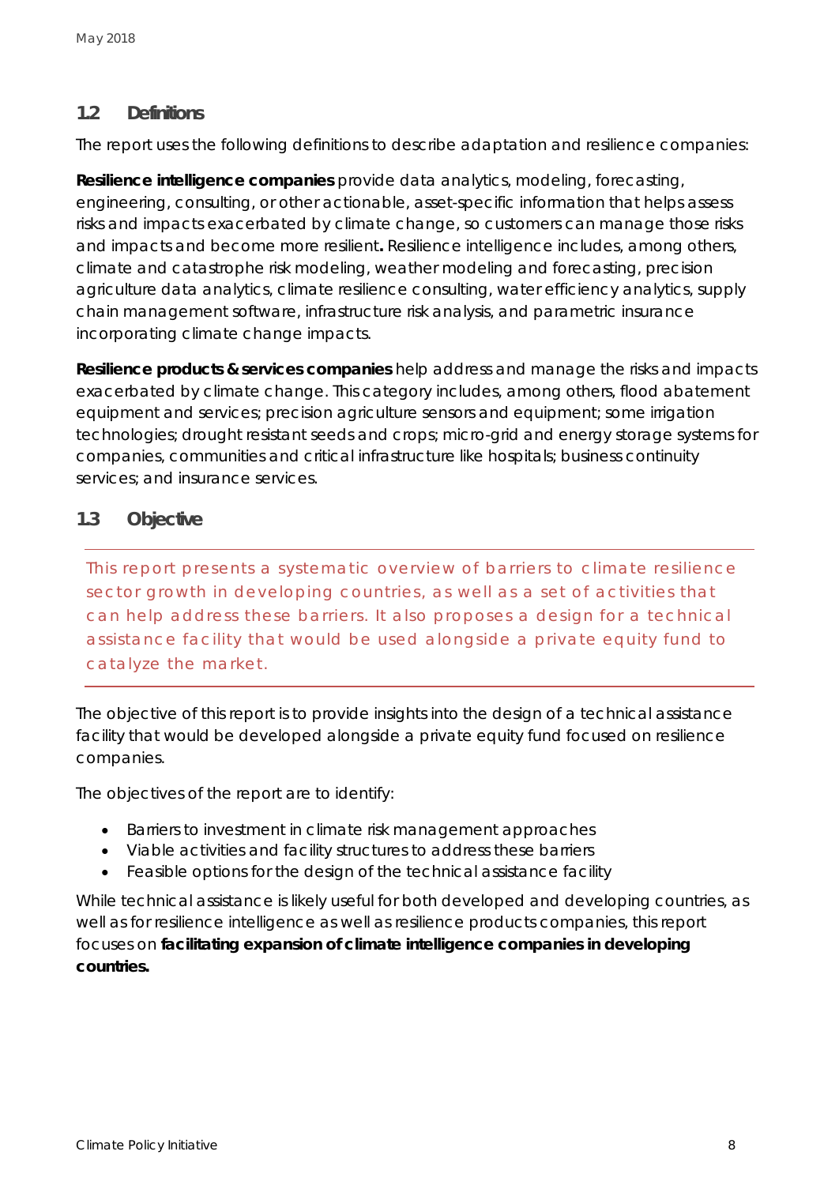## 1.2 Definitions

The report uses the following definitions to describe adaptation and resilience companies:

**Resilience intelligence companies** provide data analytics, modeling, forecasting, engineering, consulting, or other actionable, asset-specific information that helps assess risks and impacts exacerbated by climate change, so customers can manage those risks and impacts and become more resilient**.** Resilience intelligence includes, among others, climate and catastrophe risk modeling, weather modeling and forecasting, precision agriculture data analytics, climate resilience consulting, water efficiency analytics, supply chain management software, infrastructure risk analysis, and parametric insurance incorporating climate change impacts.

**Resilience products & services companies** help address and manage the risks and impacts exacerbated by climate change. This category includes, among others, flood abatement equipment and services; precision agriculture sensors and equipment; some irrigation technologies; drought resistant seeds and crops; micro-grid and energy storage systems for companies, communities and critical infrastructure like hospitals; business continuity services; and insurance services.

## 1.3 Objective

This report presents a systematic overview of barriers to climate resilience sector growth in developing countries, as well as a set of activities that can help address these barriers. It also proposes a design for a technical assistance facility that would be used alongside a private equity fund to catalyze the market.

The objective of this report is to provide insights into the design of a technical assistance facility that would be developed alongside a private equity fund focused on resilience companies.

The objectives of the report are to identify:

- Barriers to investment in climate risk management approaches
- Viable activities and facility structures to address these barriers
- Feasible options for the design of the technical assistance facility

While technical assistance is likely useful for both developed and developing countries, as well as for resilience intelligence as well as resilience products companies, this report focuses on **facilitating expansion of climate intelligence companies in developing countries.**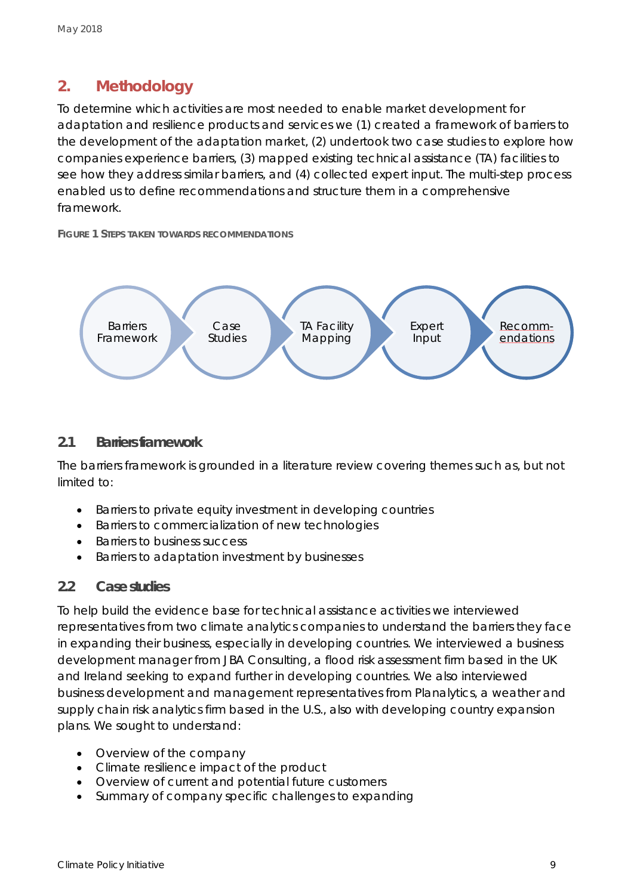## 2. Methodology

To determine which activities are most needed to enable market development for adaptation and resilience products and services we (1) created a framework of barriers to the development of the adaptation market, (2) undertook two case studies to explore how companies experience barriers, (3) mapped existing technical assistance (TA) facilities to see how they address similar barriers, and (4) collected expert input. The multi-step process enabled us to define recommendations and structure them in a comprehensive framework.

**FIGURE 1 STEPS TAKEN TOWARDS RECOMMENDATIONS**

Barriers Framework → Case Studies → TA Facility Mapping → Expert Input → Recomm-endations

### 2.1 Barriers framework

The barriers framework is grounded in a literature review covering themes such as, but not limited to:

- Barriers to private equity investment in developing countries
- Barriers to commercialization of new technologies
- Barriers to business success
- Barriers to adaptation investment by businesses

### 2.2 Case studies

To help build the evidence base for technical assistance activities we interviewed representatives from two climate analytics companies to understand the barriers they face in expanding their business, especially in developing countries. We interviewed a business development manager from JBA Consulting, a flood risk assessment firm based in the UK and Ireland seeking to expand further in developing countries. We also interviewed business development and management representatives from Planalytics, a weather and supply chain risk analytics firm based in the U.S., also with developing country expansion plans. We sought to understand:

- Overview of the company
- Climate resilience impact of the product
- Overview of current and potential future customers
- Summary of company specific challenges to expanding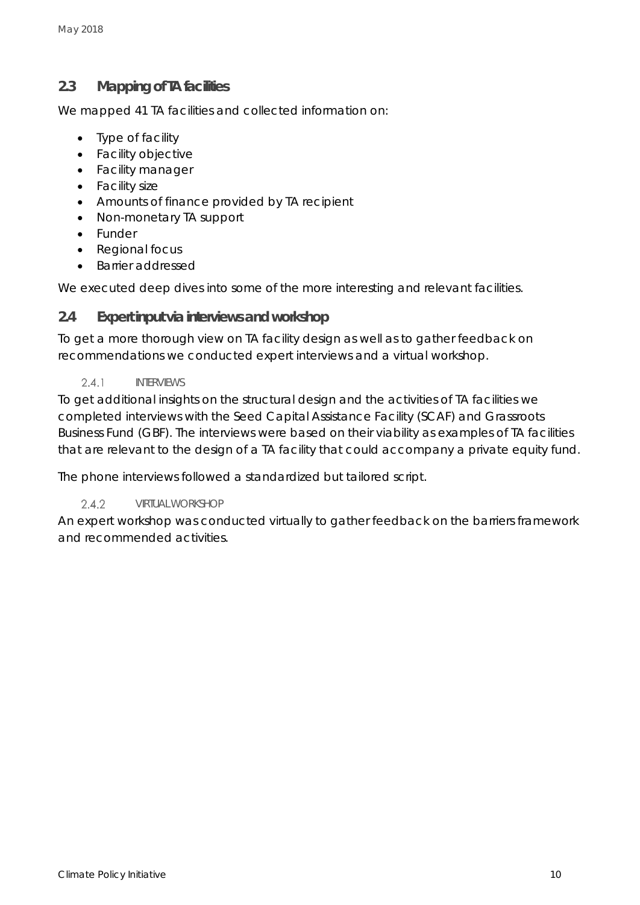## 2.3 Mapping of TA facilities

We mapped 41 TA facilities and collected information on:

- Type of facility
- Facility objective
- Facility manager
- Facility size
- Amounts of finance provided by TA recipient
- Non-monetary TA support
- Funder
- Regional focus
- Barrier addressed

We executed deep dives into some of the more interesting and relevant facilities.

## 2.4 Expert input via interviews and workshop

To get a more thorough view on TA facility design as well as to gather feedback on recommendations we conducted expert interviews and a virtual workshop.

### 2.4.1 INTERVIEWS

To get additional insights on the structural design and the activities of TA facilities we completed interviews with the Seed Capital Assistance Facility (SCAF) and Grassroots Business Fund (GBF). The interviews were based on their viability as examples of TA facilities that are relevant to the design of a TA facility that could accompany a private equity fund.

The phone interviews followed a standardized but tailored script.

### 2.4.2 VIRTUAL WORKSHOP

An expert workshop was conducted virtually to gather feedback on the barriers framework and recommended activities.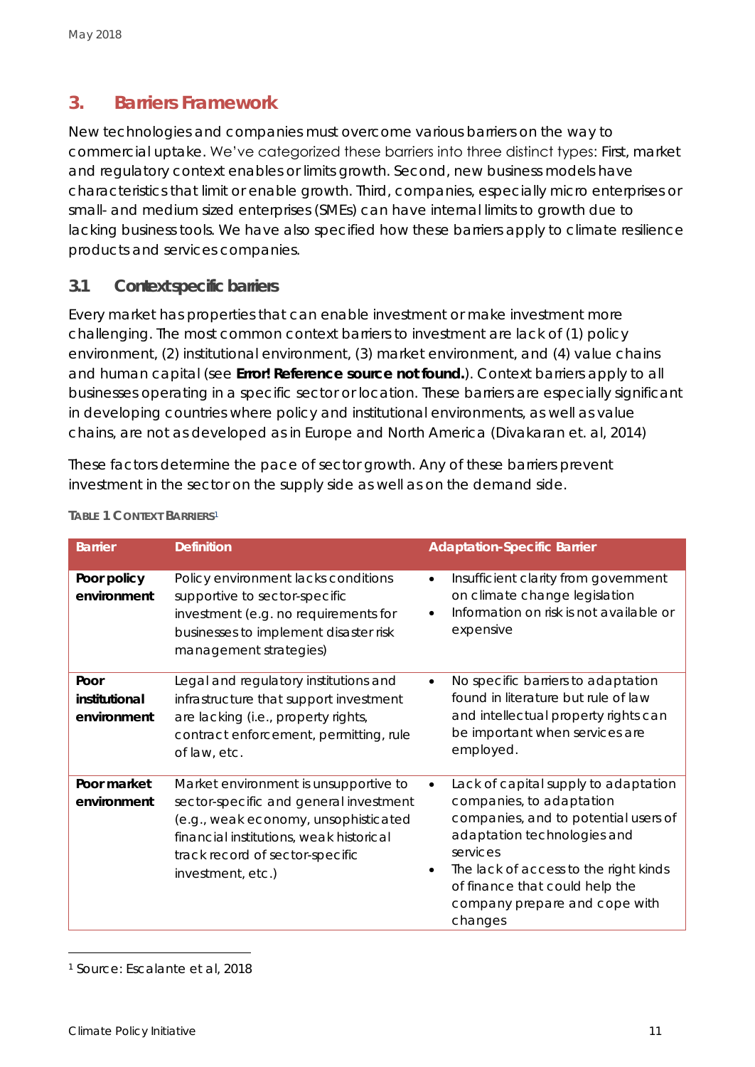## 3. Barriers Framework

New technologies and companies must overcome various barriers on the way to commercial uptake. We've categorized these barriers into three distinct types: First, market and regulatory context enables or limits growth. Second, new business models have characteristics that limit or enable growth. Third, companies, especially micro enterprises or small- and medium sized enterprises (SMEs) can have internal limits to growth due to lacking business tools. We have also specified how these barriers apply to climate resilience products and services companies.

### 3.1 Context specific barriers

Every market has properties that can enable investment or make investment more challenging. The most common context barriers to investment are lack of (1) policy environment, (2) institutional environment, (3) market environment, and (4) value chains and human capital (see **Error! Reference source not found.**). Context barriers apply to all businesses operating in a specific sector or location. These barriers are especially significant in developing countries where policy and institutional environments, as well as value chains, are not as developed as in Europe and North America (Divakaran et. al, 2014)

These factors determine the pace of sector growth. Any of these barriers prevent investment in the sector on the supply side as well as on the demand side.

TABLE 1 CONTEXT BARRIERS[1]

| Barrier | Definition | Adaptation-Specific Barrier |
|---|---|---|
| **Poor policy environment** | Policy environment lacks conditions supportive to sector-specific investment (e.g. no requirements for businesses to implement disaster risk management strategies) | • Insufficient clarity from government on climate change legislation<br>• Information on risk is not available or expensive |
| **Poor institutional environment** | Legal and regulatory institutions and infrastructure that support investment are lacking (i.e., property rights, contract enforcement, permitting, rule of law, etc. | • No specific barriers to adaptation found in literature but rule of law and intellectual property rights can be important when services are employed. |
| **Poor market environment** | Market environment is unsupportive to sector-specific and general investment (e.g., weak economy, unsophisticated financial institutions, weak historical track record of sector-specific investment, etc.) | • Lack of capital supply to adaptation companies, to adaptation companies, and to potential users of adaptation technologies and services<br>• The lack of access to the right kinds of finance that could help the company prepare and cope with changes |

[1] Source: Escalante et al, 2018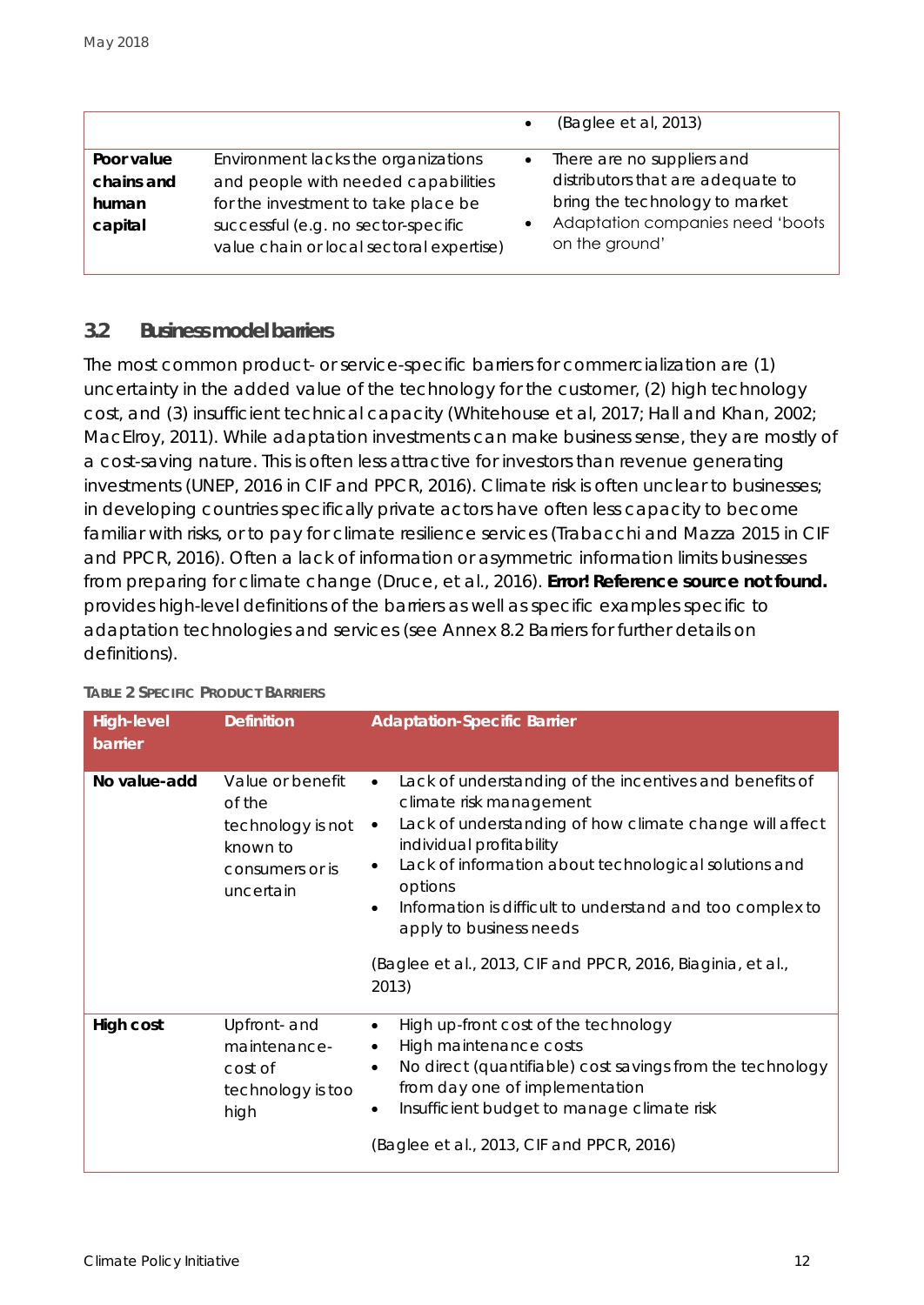| | | • (Baglee et al, 2013) |
|---|---|---|
| **Poor value chains and human capital** | Environment lacks the organizations and people with needed capabilities for the investment to take place be successful (e.g. no sector-specific value chain or local sectoral expertise) | • There are no suppliers and distributors that are adequate to bring the technology to market<br>• Adaptation companies need 'boots on the ground' |

## 3.2 Business model barriers

The most common product- or service-specific barriers for commercialization are (1) uncertainty in the added value of the technology for the customer, (2) high technology cost, and (3) insufficient technical capacity (Whitehouse et al, 2017; Hall and Khan, 2002; MacElroy, 2011). While adaptation investments can make business sense, they are mostly of a cost-saving nature. This is often less attractive for investors than revenue generating investments (UNEP, 2016 in CIF and PPCR, 2016). Climate risk is often unclear to businesses; in developing countries specifically private actors have often less capacity to become familiar with risks, or to pay for climate resilience services (Trabacchi and Mazza 2015 in CIF and PPCR, 2016). Often a lack of information or asymmetric information limits businesses from preparing for climate change (Druce, et al., 2016). **Error! Reference source not found.** provides high-level definitions of the barriers as well as specific examples specific to adaptation technologies and services (see Annex 8.2 Barriers for further details on definitions).

TABLE 2 SPECIFIC PRODUCT BARRIERS

| High-level barrier | Definition | Adaptation-Specific Barrier |
|---|---|---|
| **No value-add** | Value or benefit of the technology is not known to consumers or is uncertain | • Lack of understanding of the incentives and benefits of climate risk management<br>• Lack of understanding of how climate change will affect individual profitability<br>• Lack of information about technological solutions and options<br>• Information is difficult to understand and too complex to apply to business needs<br><br>(Baglee et al., 2013, CIF and PPCR, 2016, Biaginia, et al., 2013) |
| **High cost** | Upfront- and maintenance-cost of technology is too high | • High up-front cost of the technology<br>• High maintenance costs<br>• No direct (quantifiable) cost savings from the technology from day one of implementation<br>• Insufficient budget to manage climate risk<br><br>(Baglee et al., 2013, CIF and PPCR, 2016) |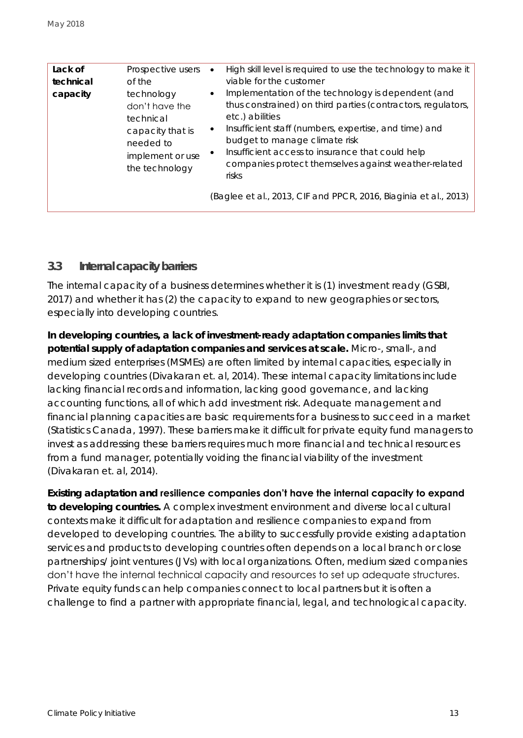| | | |
|---|---|---|
| **Lack of technical capacity** | Prospective users of the technology don't have the technical capacity that is needed to implement or use the technology | • High skill level is required to use the technology to make it viable for the customer<br>• Implementation of the technology is dependent (and thus constrained) on third parties (contractors, regulators, etc.) abilities<br>• Insufficient staff (numbers, expertise, and time) and budget to manage climate risk<br>• Insufficient access to insurance that could help companies protect themselves against weather-related risks<br><br>(Baglee et al., 2013, CIF and PPCR, 2016, Biaginia et al., 2013) |

## 3.3 Internal capacity barriers

The internal capacity of a business determines whether it is (1) investment ready (GSBI, 2017) and whether it has (2) the capacity to expand to new geographies or sectors, especially into developing countries.

**In developing countries, a lack of investment-ready adaptation companies limits that potential supply of adaptation companies and services at scale.** Micro-, small-, and medium sized enterprises (MSMEs) are often limited by internal capacities, especially in developing countries (Divakaran et. al, 2014). These internal capacity limitations include lacking financial records and information, lacking good governance, and lacking accounting functions, all of which add investment risk. Adequate management and financial planning capacities are basic requirements for a business to succeed in a market (Statistics Canada, 1997). These barriers make it difficult for private equity fund managers to invest as addressing these barriers requires much more financial and technical resources from a fund manager, potentially voiding the financial viability of the investment (Divakaran et. al, 2014).

**Existing adaptation and resilience companies don't have the internal capacity to expand to developing countries.** A complex investment environment and diverse local cultural contexts make it difficult for adaptation and resilience companies to expand from developed to developing countries. The ability to successfully provide existing adaptation services and products to developing countries often depends on a local branch or close partnerships/ joint ventures (JVs) with local organizations. Often, medium sized companies don't have the internal technical capacity and resources to set up adequate structures. Private equity funds can help companies connect to local partners but it is often a challenge to find a partner with appropriate financial, legal, and technological capacity.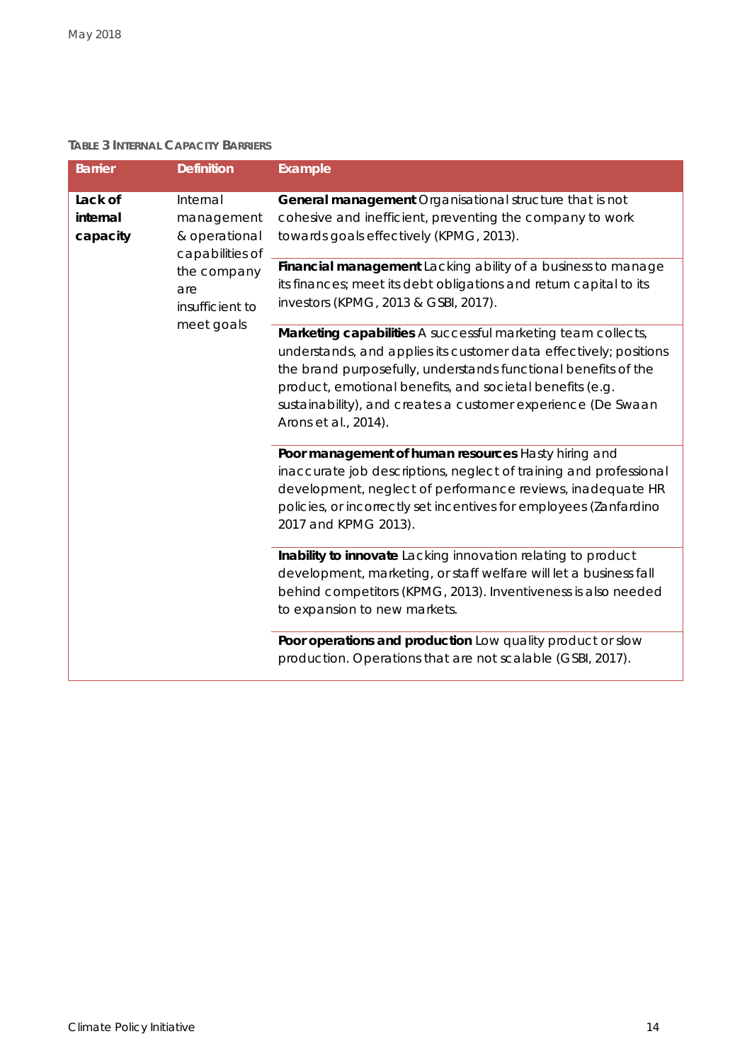**TABLE 3 INTERNAL CAPACITY BARRIERS**

| Barrier | Definition | Example |
|---|---|---|
| **Lack of internal capacity** | Internal management & operational capabilities of the company are insufficient to meet goals | **General management** Organisational structure that is not cohesive and inefficient, preventing the company to work towards goals effectively (KPMG, 2013). |
| | | **Financial management** Lacking ability of a business to manage its finances; meet its debt obligations and return capital to its investors (KPMG, 2013 & GSBI, 2017). |
| | | **Marketing capabilities** A successful marketing team collects, understands, and applies its customer data effectively; positions the brand purposefully, understands functional benefits of the product, emotional benefits, and societal benefits (e.g. sustainability), and creates a customer experience (De Swaan Arons et al., 2014). |
| | | **Poor management of human resources** Hasty hiring and inaccurate job descriptions, neglect of training and professional development, neglect of performance reviews, inadequate HR policies, or incorrectly set incentives for employees (Zanfardino 2017 and KPMG 2013). |
| | | **Inability to innovate** Lacking innovation relating to product development, marketing, or staff welfare will let a business fall behind competitors (KPMG, 2013). Inventiveness is also needed to expansion to new markets. |
| | | **Poor operations and production** Low quality product or slow production. Operations that are not scalable (GSBI, 2017). |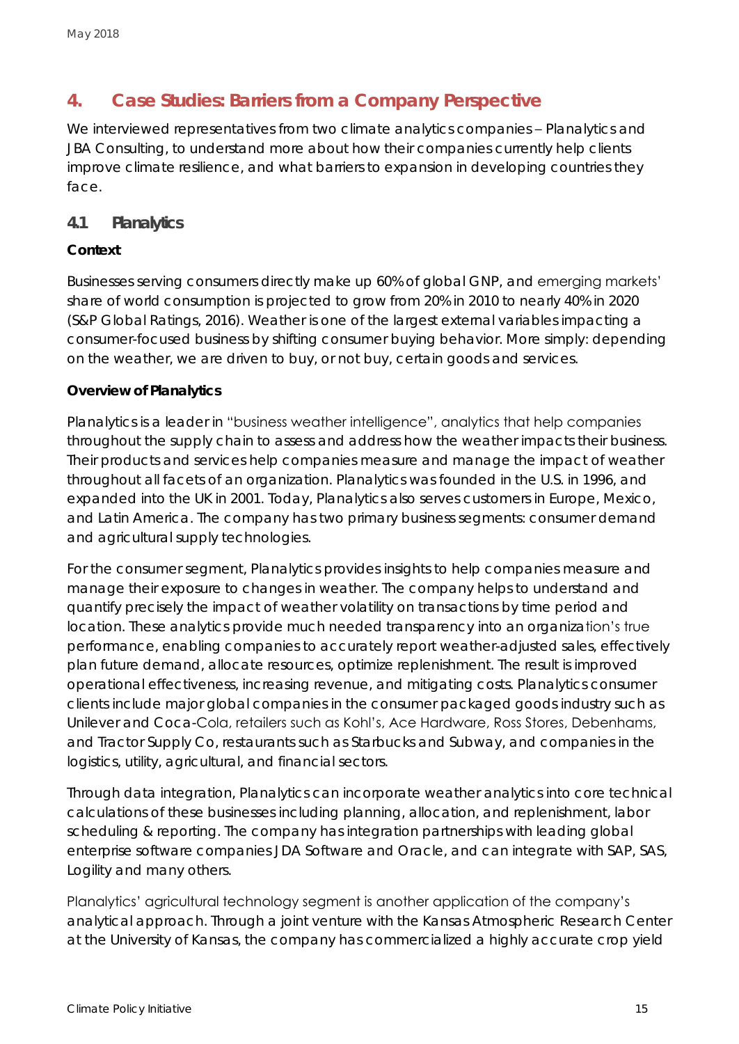## 4. Case Studies: Barriers from a Company Perspective

We interviewed representatives from two climate analytics companies – Planalytics and JBA Consulting, to understand more about how their companies currently help clients improve climate resilience, and what barriers to expansion in developing countries they face.

### 4.1 Planalytics

**Context**

Businesses serving consumers directly make up 60% of global GNP, and emerging markets' share of world consumption is projected to grow from 20% in 2010 to nearly 40% in 2020 (S&P Global Ratings, 2016). Weather is one of the largest external variables impacting a consumer-focused business by shifting consumer buying behavior. More simply: depending on the weather, we are driven to buy, or not buy, certain goods and services.

**Overview of Planalytics**

Planalytics is a leader in "business weather intelligence", analytics that help companies throughout the supply chain to assess and address how the weather impacts their business. Their products and services help companies measure and manage the impact of weather throughout all facets of an organization. Planalytics was founded in the U.S. in 1996, and expanded into the UK in 2001. Today, Planalytics also serves customers in Europe, Mexico, and Latin America. The company has two primary business segments: consumer demand and agricultural supply technologies.

For the consumer segment, Planalytics provides insights to help companies measure and manage their exposure to changes in weather. The company helps to understand and quantify precisely the impact of weather volatility on transactions by time period and location. These analytics provide much needed transparency into an organization's true performance, enabling companies to accurately report weather-adjusted sales, effectively plan future demand, allocate resources, optimize replenishment. The result is improved operational effectiveness, increasing revenue, and mitigating costs. Planalytics consumer clients include major global companies in the consumer packaged goods industry such as Unilever and Coca-Cola, retailers such as Kohl's, Ace Hardware, Ross Stores, Debenhams, and Tractor Supply Co, restaurants such as Starbucks and Subway, and companies in the logistics, utility, agricultural, and financial sectors.

Through data integration, Planalytics can incorporate weather analytics into core technical calculations of these businesses including planning, allocation, and replenishment, labor scheduling & reporting. The company has integration partnerships with leading global enterprise software companies JDA Software and Oracle, and can integrate with SAP, SAS, Logility and many others.

Planalytics' agricultural technology segment is another application of the company's analytical approach. Through a joint venture with the Kansas Atmospheric Research Center at the University of Kansas, the company has commercialized a highly accurate crop yield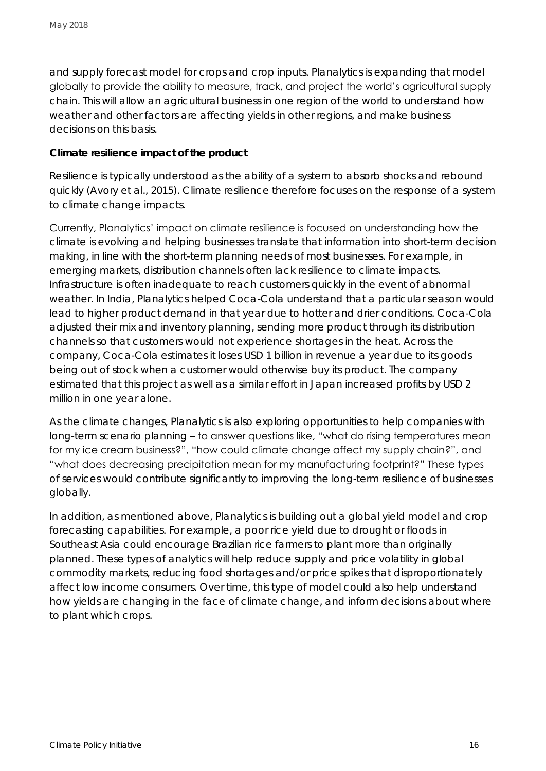and supply forecast model for crops and crop inputs. Planalytics is expanding that model globally to provide the ability to measure, track, and project the world's agricultural supply chain. This will allow an agricultural business in one region of the world to understand how weather and other factors are affecting yields in other regions, and make business decisions on this basis.

**Climate resilience impact of the product**

Resilience is typically understood as the ability of a system to absorb shocks and rebound quickly (Avory et al., 2015). Climate resilience therefore focuses on the response of a system to climate change impacts.

Currently, Planalytics' impact on climate resilience is focused on understanding how the climate is evolving and helping businesses translate that information into short-term decision making, in line with the short-term planning needs of most businesses. For example, in emerging markets, distribution channels often lack resilience to climate impacts. Infrastructure is often inadequate to reach customers quickly in the event of abnormal weather. In India, Planalytics helped Coca-Cola understand that a particular season would lead to higher product demand in that year due to hotter and drier conditions. Coca-Cola adjusted their mix and inventory planning, sending more product through its distribution channels so that customers would not experience shortages in the heat. Across the company, Coca-Cola estimates it loses USD 1 billion in revenue a year due to its goods being out of stock when a customer would otherwise buy its product. The company estimated that this project as well as a similar effort in Japan increased profits by USD 2 million in one year alone.

As the climate changes, Planalytics is also exploring opportunities to help companies with long-term scenario planning – to answer questions like, "what do rising temperatures mean for my ice cream business?", "how could climate change affect my supply chain?", and "what does decreasing precipitation mean for my manufacturing footprint?" These types of services would contribute significantly to improving the long-term resilience of businesses globally.

In addition, as mentioned above, Planalytics is building out a global yield model and crop forecasting capabilities. For example, a poor rice yield due to drought or floods in Southeast Asia could encourage Brazilian rice farmers to plant more than originally planned. These types of analytics will help reduce supply and price volatility in global commodity markets, reducing food shortages and/or price spikes that disproportionately affect low income consumers. Over time, this type of model could also help understand how yields are changing in the face of climate change, and inform decisions about where to plant which crops.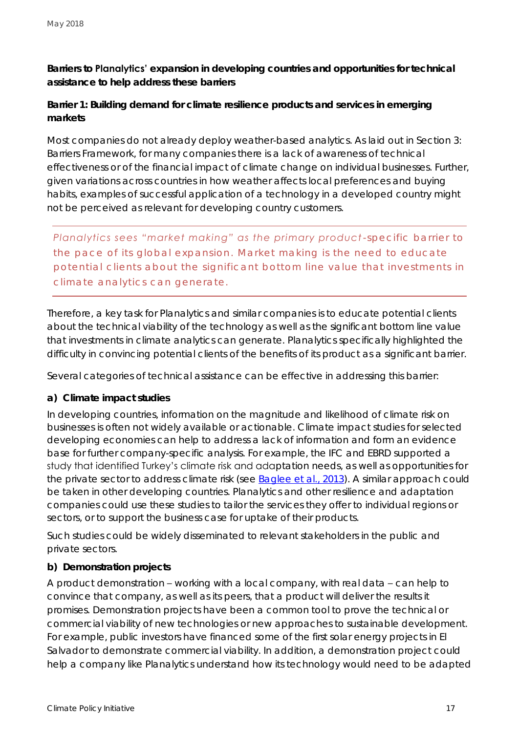**Barriers to Planalytics' expansion in developing countries and opportunities for technical assistance to help address these barriers**

**Barrier 1: Building demand for climate resilience products and services in emerging markets**

Most companies do not already deploy weather-based analytics. As laid out in Section 3: Barriers Framework, for many companies there is a lack of awareness of technical effectiveness or of the financial impact of climate change on individual businesses. Further, given variations across countries in how weather affects local preferences and buying habits, examples of successful application of a technology in a developed country might not be perceived as relevant for developing country customers.

> *Planalytics sees "market making" as the primary product-specific barrier to the pace of its global expansion. Market making is the need to educate potential clients about the significant bottom line value that investments in climate analytics can generate.*

Therefore, a key task for Planalytics and similar companies is to educate potential clients about the technical viability of the technology as well as the significant bottom line value that investments in climate analytics can generate. Planalytics specifically highlighted the difficulty in convincing potential clients of the benefits of its product as a significant barrier.

Several categories of technical assistance can be effective in addressing this barrier:

**a) Climate impact studies**

In developing countries, information on the magnitude and likelihood of climate risk on businesses is often not widely available or actionable. Climate impact studies for selected developing economies can help to address a lack of information and form an evidence base for further company-specific analysis. For example, the IFC and EBRD supported a study that identified Turkey's climate risk and adaptation needs, as well as opportunities for the private sector to address climate risk (see Baglee et al., 2013). A similar approach could be taken in other developing countries. Planalytics and other resilience and adaptation companies could use these studies to tailor the services they offer to individual regions or sectors, or to support the business case for uptake of their products.

Such studies could be widely disseminated to relevant stakeholders in the public and private sectors.

**b) Demonstration projects**

A product demonstration – working with a local company, with real data – can help to convince that company, as well as its peers, that a product will deliver the results it promises. Demonstration projects have been a common tool to prove the technical or commercial viability of new technologies or new approaches to sustainable development. For example, public investors have financed some of the first solar energy projects in El Salvador to demonstrate commercial viability. In addition, a demonstration project could help a company like Planalytics understand how its technology would need to be adapted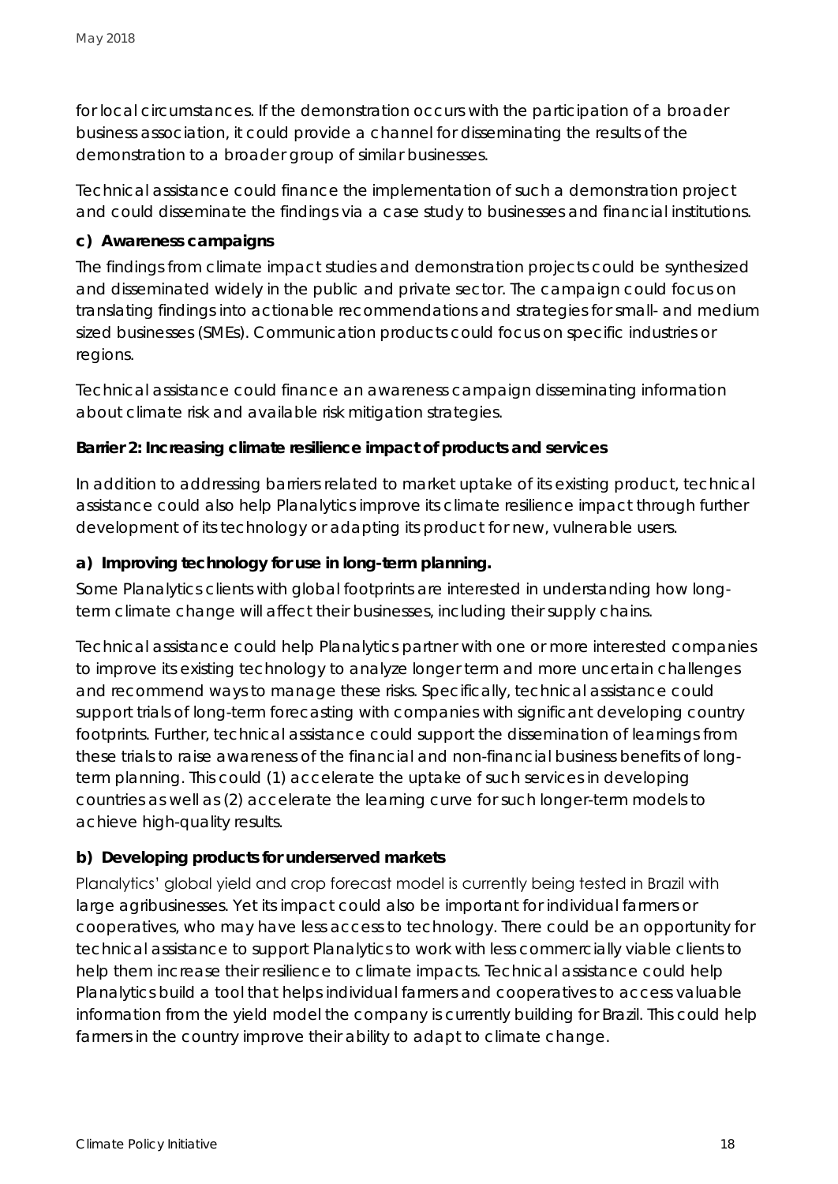for local circumstances. If the demonstration occurs with the participation of a broader business association, it could provide a channel for disseminating the results of the demonstration to a broader group of similar businesses.

Technical assistance could finance the implementation of such a demonstration project and could disseminate the findings via a case study to businesses and financial institutions.

**c) Awareness campaigns**

The findings from climate impact studies and demonstration projects could be synthesized and disseminated widely in the public and private sector. The campaign could focus on translating findings into actionable recommendations and strategies for small- and medium sized businesses (SMEs). Communication products could focus on specific industries or regions.

Technical assistance could finance an awareness campaign disseminating information about climate risk and available risk mitigation strategies.

**Barrier 2: Increasing climate resilience impact of products and services**

In addition to addressing barriers related to market uptake of its existing product, technical assistance could also help Planalytics improve its climate resilience impact through further development of its technology or adapting its product for new, vulnerable users.

**a) Improving technology for use in long-term planning.**

Some Planalytics clients with global footprints are interested in understanding how long-term climate change will affect their businesses, including their supply chains.

Technical assistance could help Planalytics partner with one or more interested companies to improve its existing technology to analyze longer term and more uncertain challenges and recommend ways to manage these risks. Specifically, technical assistance could support trials of long-term forecasting with companies with significant developing country footprints. Further, technical assistance could support the dissemination of learnings from these trials to raise awareness of the financial and non-financial business benefits of long-term planning. This could (1) accelerate the uptake of such services in developing countries as well as (2) accelerate the learning curve for such longer-term models to achieve high-quality results.

**b) Developing products for underserved markets**

Planalytics' global yield and crop forecast model is currently being tested in Brazil with large agribusinesses. Yet its impact could also be important for individual farmers or cooperatives, who may have less access to technology. There could be an opportunity for technical assistance to support Planalytics to work with less commercially viable clients to help them increase their resilience to climate impacts. Technical assistance could help Planalytics build a tool that helps individual farmers and cooperatives to access valuable information from the yield model the company is currently building for Brazil. This could help farmers in the country improve their ability to adapt to climate change.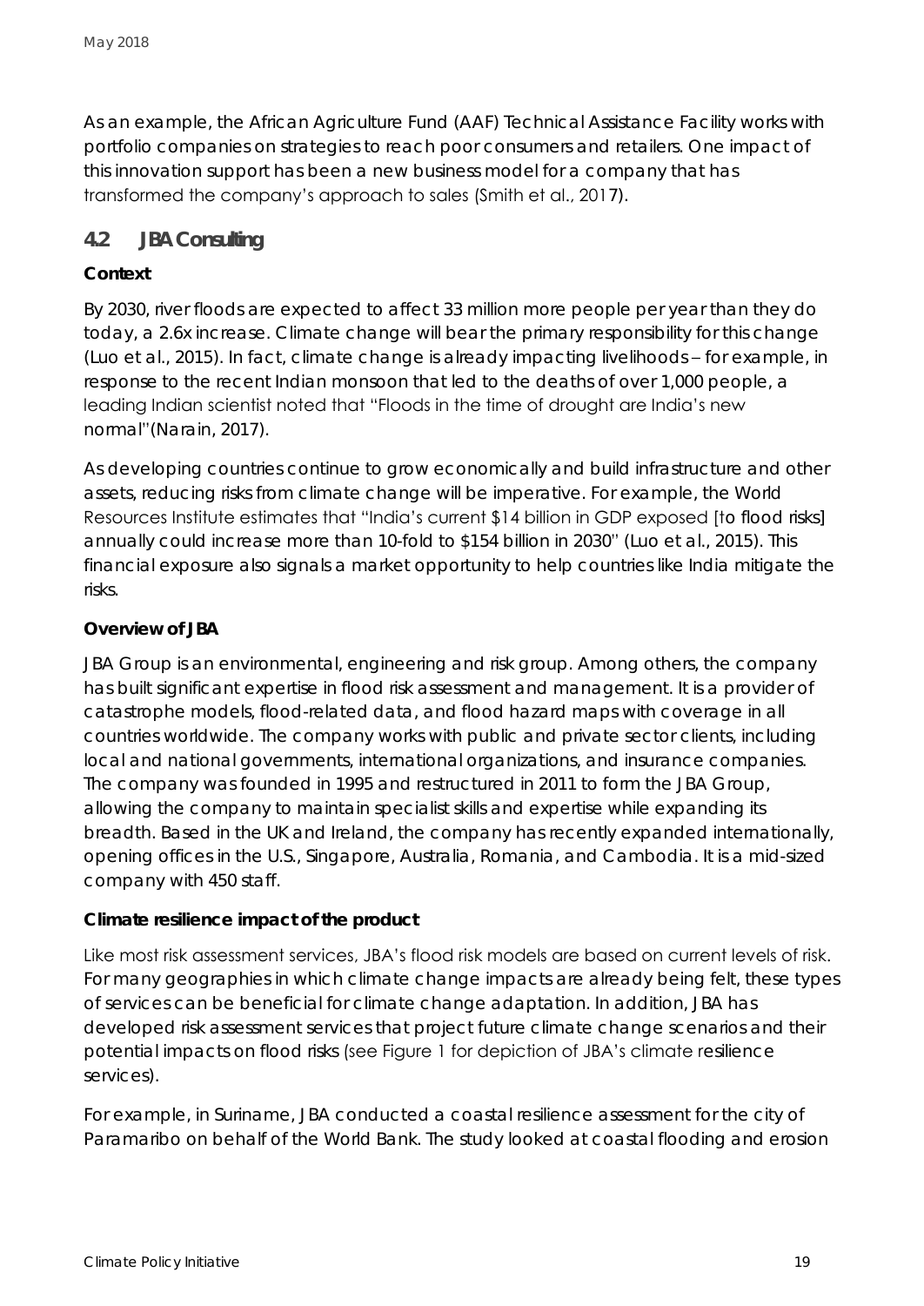As an example, the African Agriculture Fund (AAF) Technical Assistance Facility works with portfolio companies on strategies to reach poor consumers and retailers. One impact of this innovation support has been a new business model for a company that has transformed the company's approach to sales (Smith et al., 2017).

## 4.2 JBA Consulting

**Context**

By 2030, river floods are expected to affect 33 million more people per year than they do today, a 2.6x increase. Climate change will bear the primary responsibility for this change (Luo et al., 2015). In fact, climate change is already impacting livelihoods – for example, in response to the recent Indian monsoon that led to the deaths of over 1,000 people, a leading Indian scientist noted that "Floods in the time of drought are India's new normal"(Narain, 2017).

As developing countries continue to grow economically and build infrastructure and other assets, reducing risks from climate change will be imperative. For example, the World Resources Institute estimates that "India's current $14 billion in GDP exposed [to flood risks] annually could increase more than 10-fold to $154 billion in 2030" (Luo et al., 2015). This financial exposure also signals a market opportunity to help countries like India mitigate the risks.

**Overview of JBA**

JBA Group is an environmental, engineering and risk group. Among others, the company has built significant expertise in flood risk assessment and management. It is a provider of catastrophe models, flood-related data, and flood hazard maps with coverage in all countries worldwide. The company works with public and private sector clients, including local and national governments, international organizations, and insurance companies. The company was founded in 1995 and restructured in 2011 to form the JBA Group, allowing the company to maintain specialist skills and expertise while expanding its breadth. Based in the UK and Ireland, the company has recently expanded internationally, opening offices in the U.S., Singapore, Australia, Romania, and Cambodia. It is a mid-sized company with 450 staff.

**Climate resilience impact of the product**

Like most risk assessment services, JBA's flood risk models are based on current levels of risk. For many geographies in which climate change impacts are already being felt, these types of services can be beneficial for climate change adaptation. In addition, JBA has developed risk assessment services that project future climate change scenarios and their potential impacts on flood risks (see Figure 1 for depiction of JBA's climate resilience services).

For example, in Suriname, JBA conducted a coastal resilience assessment for the city of Paramaribo on behalf of the World Bank. The study looked at coastal flooding and erosion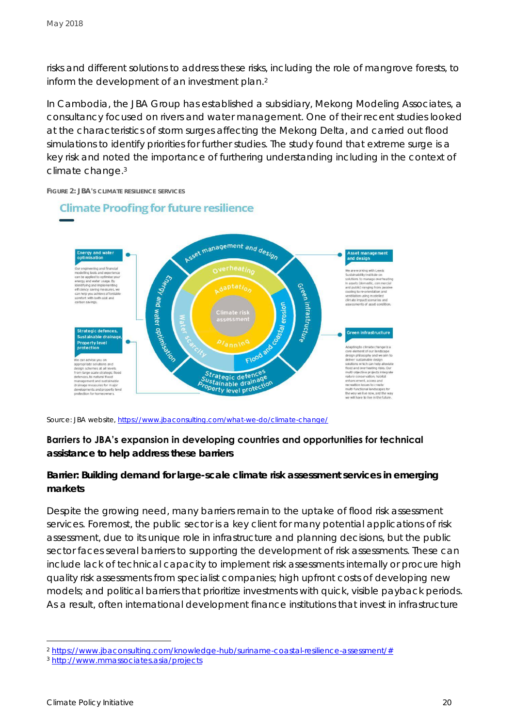risks and different solutions to address these risks, including the role of mangrove forests, to inform the development of an investment plan.[2]

In Cambodia, the JBA Group has established a subsidiary, Mekong Modeling Associates, a consultancy focused on rivers and water management. One of their recent studies looked at the characteristics of storm surges affecting the Mekong Delta, and carried out flood simulations to identify priorities for further studies. The study found that extreme surge is a key risk and noted the importance of furthering understanding including in the context of climate change.[3]

**FIGURE 2: JBA'S CLIMATE RESILIENCE SERVICES**

**Climate Proofing for future resilience**

**Energy and water optimisation**
Our engineering and financial modelling tools and experience can be applied to optimise your energy and water usage. By identifying and implementing efficiency saving measures, we can help you achieve affordable comfort with both cost and carbon savings.

**Strategic defences, Sustainable drainage, Property level protection**
We can advise you on appropriate solutions and design schemes at all levels from large scale strategic flood defences, to natural flood management and sustainable drainage measures for major developments and property level protection for homeowners.

**Asset management and design**
We are working with Leeds Sustainability Institute on solutions to manage overheating in assets (domestic, commercial and public) ranging from passive cooling to re-orientation and ventilation using modelled climate impact scenarios and assessments of asset condition.

**Green infrastructure**
Adapting to climate change is a core element of our landscape design philosophy and we aim to deliver sustainable design solutions which can help alleviate flood and overheating risks. Our multi-objective projects integrate nature conservation, habitat enhancement, access and recreation issues to create multi-functional landscapes for the way we live now, and the way we will have to live in the future.

Climate risk assessment – Adaptation – Planning – Overheating – Water scarcity – Flood and coastal erosion – Asset management and design – Energy and water optimisation – Green infrastructure – Strategic defences, Sustainable drainage, Property level protection

Source: JBA website, https://www.jbaconsulting.com/what-we-do/climate-change/

### Barriers to JBA's expansion in developing countries and opportunities for technical assistance to help address these barriers

#### Barrier: Building demand for large-scale climate risk assessment services in emerging markets

Despite the growing need, many barriers remain to the uptake of flood risk assessment services. Foremost, the public sector is a key client for many potential applications of risk assessment, due to its unique role in infrastructure and planning decisions, but the public sector faces several barriers to supporting the development of risk assessments. These can include lack of technical capacity to implement risk assessments internally or procure high quality risk assessments from specialist companies; high upfront costs of developing new models; and political barriers that prioritize investments with quick, visible payback periods. As a result, often international development finance institutions that invest in infrastructure

---

[2] https://www.jbaconsulting.com/knowledge-hub/suriname-coastal-resilience-assessment/#

[3] http://www.mmassociates.asia/projects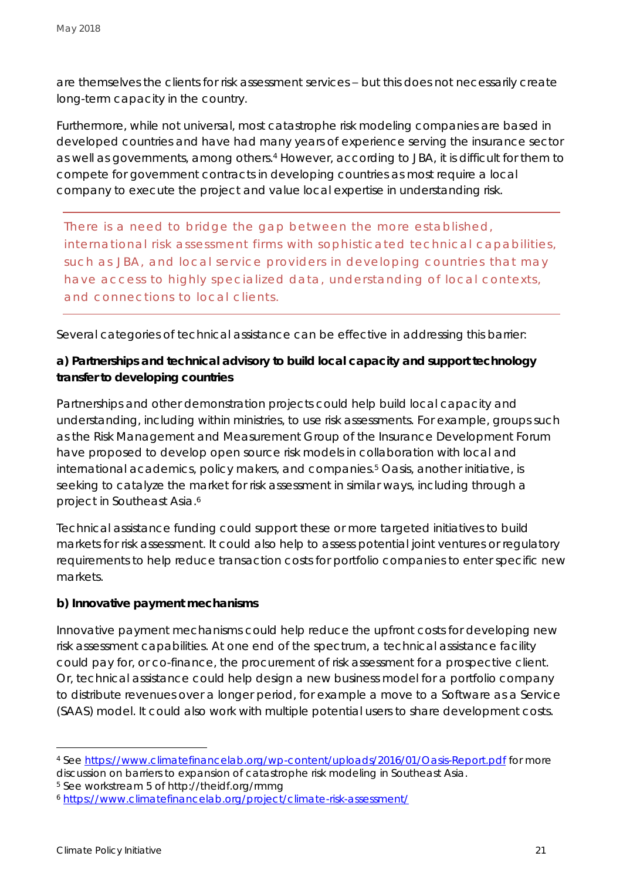are themselves the clients for risk assessment services – but this does not necessarily create long-term capacity in the country.

Furthermore, while not universal, most catastrophe risk modeling companies are based in developed countries and have had many years of experience serving the insurance sector as well as governments, among others.[4] However, according to JBA, it is difficult for them to compete for government contracts in developing countries as most require a local company to execute the project and value local expertise in understanding risk.

---

> There is a need to bridge the gap between the more established, international risk assessment firms with sophisticated technical capabilities, such as JBA, and local service providers in developing countries that may have access to highly specialized data, understanding of local contexts, and connections to local clients.

---

Several categories of technical assistance can be effective in addressing this barrier:

**a) Partnerships and technical advisory to build local capacity and support technology transfer to developing countries**

Partnerships and other demonstration projects could help build local capacity and understanding, including within ministries, to use risk assessments. For example, groups such as the Risk Management and Measurement Group of the Insurance Development Forum have proposed to develop open source risk models in collaboration with local and international academics, policy makers, and companies.[5] Oasis, another initiative, is seeking to catalyze the market for risk assessment in similar ways, including through a project in Southeast Asia.[6]

Technical assistance funding could support these or more targeted initiatives to build markets for risk assessment. It could also help to assess potential joint ventures or regulatory requirements to help reduce transaction costs for portfolio companies to enter specific new markets.

**b) Innovative payment mechanisms**

Innovative payment mechanisms could help reduce the upfront costs for developing new risk assessment capabilities. At one end of the spectrum, a technical assistance facility could pay for, or co-finance, the procurement of risk assessment for a prospective client. Or, technical assistance could help design a new business model for a portfolio company to distribute revenues over a longer period, for example a move to a Software as a Service (SAAS) model. It could also work with multiple potential users to share development costs.

---

[4] See https://www.climatefinancelab.org/wp-content/uploads/2016/01/Oasis-Report.pdf for more discussion on barriers to expansion of catastrophe risk modeling in Southeast Asia.

[5] See workstream 5 of http://theidf.org/rmmg

[6] https://www.climatefinancelab.org/project/climate-risk-assessment/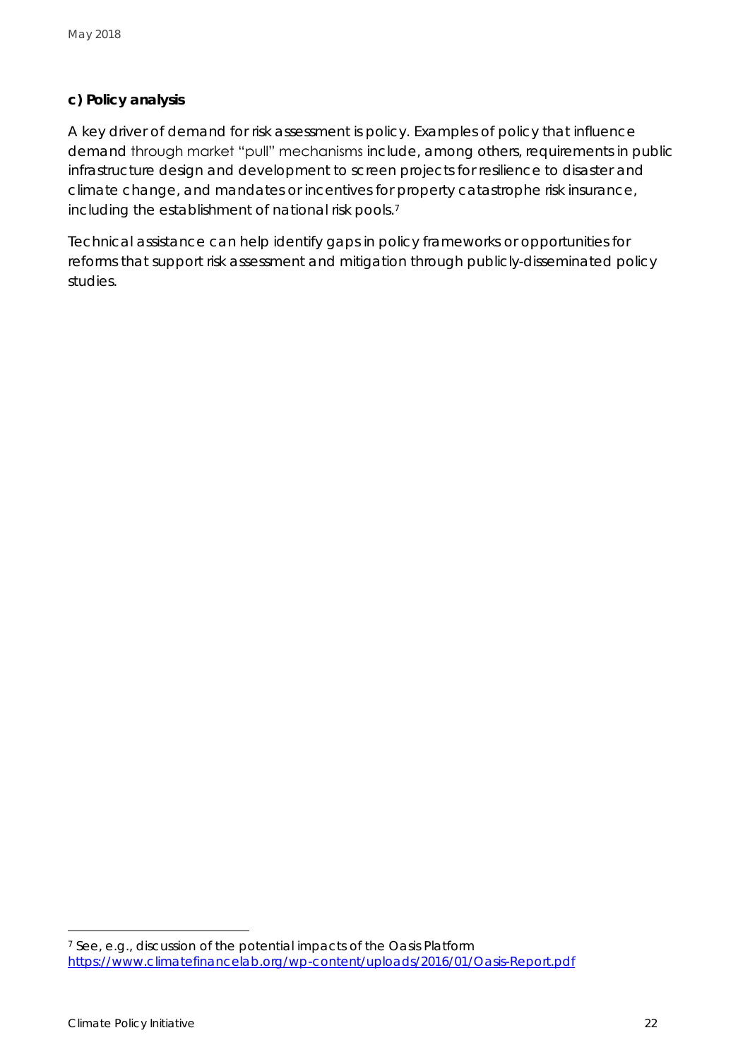**c) Policy analysis**

A key driver of demand for risk assessment is policy. Examples of policy that influence demand through market "pull" mechanisms include, among others, requirements in public infrastructure design and development to screen projects for resilience to disaster and climate change, and mandates or incentives for property catastrophe risk insurance, including the establishment of national risk pools.[7]

Technical assistance can help identify gaps in policy frameworks or opportunities for reforms that support risk assessment and mitigation through publicly-disseminated policy studies.

---

[7] See, e.g., discussion of the potential impacts of the Oasis Platform https://www.climatefinancelab.org/wp-content/uploads/2016/01/Oasis-Report.pdf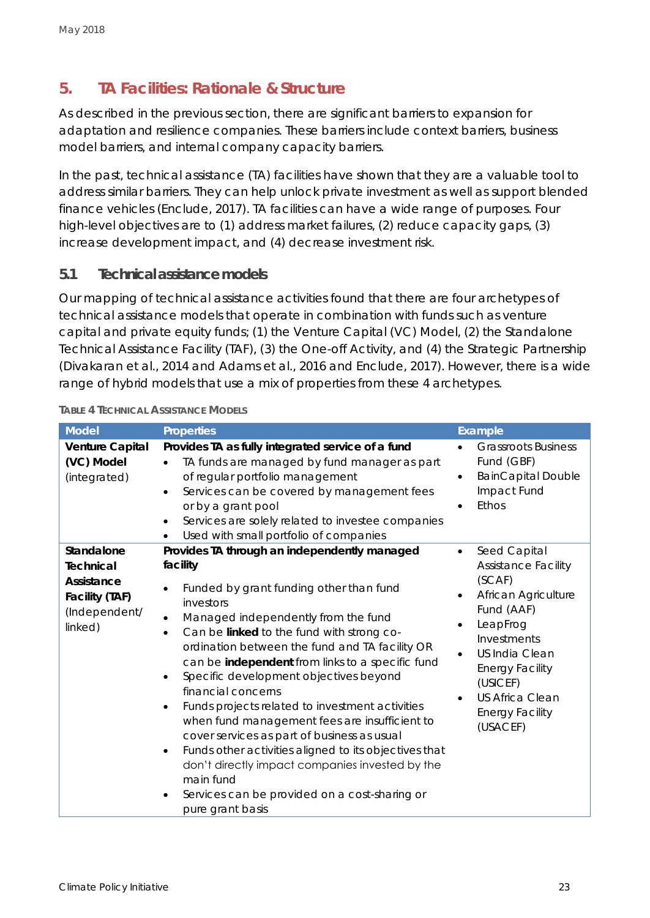## 5. TA Facilities: Rationale & Structure

As described in the previous section, there are significant barriers to expansion for adaptation and resilience companies. These barriers include context barriers, business model barriers, and internal company capacity barriers.

In the past, technical assistance (TA) facilities have shown that they are a valuable tool to address similar barriers. They can help unlock private investment as well as support blended finance vehicles (Enclude, 2017). TA facilities can have a wide range of purposes. Four high-level objectives are to (1) address market failures, (2) reduce capacity gaps, (3) increase development impact, and (4) decrease investment risk.

### 5.1 Technical assistance models

Our mapping of technical assistance activities found that there are four archetypes of technical assistance models that operate in combination with funds such as venture capital and private equity funds; (1) the Venture Capital (VC) Model, (2) the Standalone Technical Assistance Facility (TAF), (3) the One-off Activity, and (4) the Strategic Partnership (Divakaran et al., 2014 and Adams et al., 2016 and Enclude, 2017). However, there is a wide range of hybrid models that use a mix of properties from these 4 archetypes.

**Table 4 Technical Assistance Models**

| Model | Properties | Example |
|---|---|---|
| **Venture Capital (VC) Model** (integrated) | **Provides TA as fully integrated service of a fund**<br>• TA funds are managed by fund manager as part of regular portfolio management<br>• Services can be covered by management fees or by a grant pool<br>• Services are solely related to investee companies<br>• Used with small portfolio of companies | • Grassroots Business Fund (GBF)<br>• BainCapital Double Impact Fund<br>• Ethos |
| **Standalone Technical Assistance Facility (TAF)** (Independent/ linked) | **Provides TA through an independently managed facility**<br>• Funded by grant funding other than fund investors<br>• Managed independently from the fund<br>• Can be **linked** to the fund with strong co-ordination between the fund and TA facility OR can be **independent** from links to a specific fund<br>• Specific development objectives beyond financial concerns<br>• Funds projects related to investment activities when fund management fees are insufficient to cover services as part of business as usual<br>• Funds other activities aligned to its objectives that don't directly impact companies invested by the main fund<br>• Services can be provided on a cost-sharing or pure grant basis | • Seed Capital Assistance Facility (SCAF)<br>• African Agriculture Fund (AAF)<br>• LeapFrog Investments<br>• US India Clean Energy Facility (USICEF)<br>• US Africa Clean Energy Facility (USACEF) |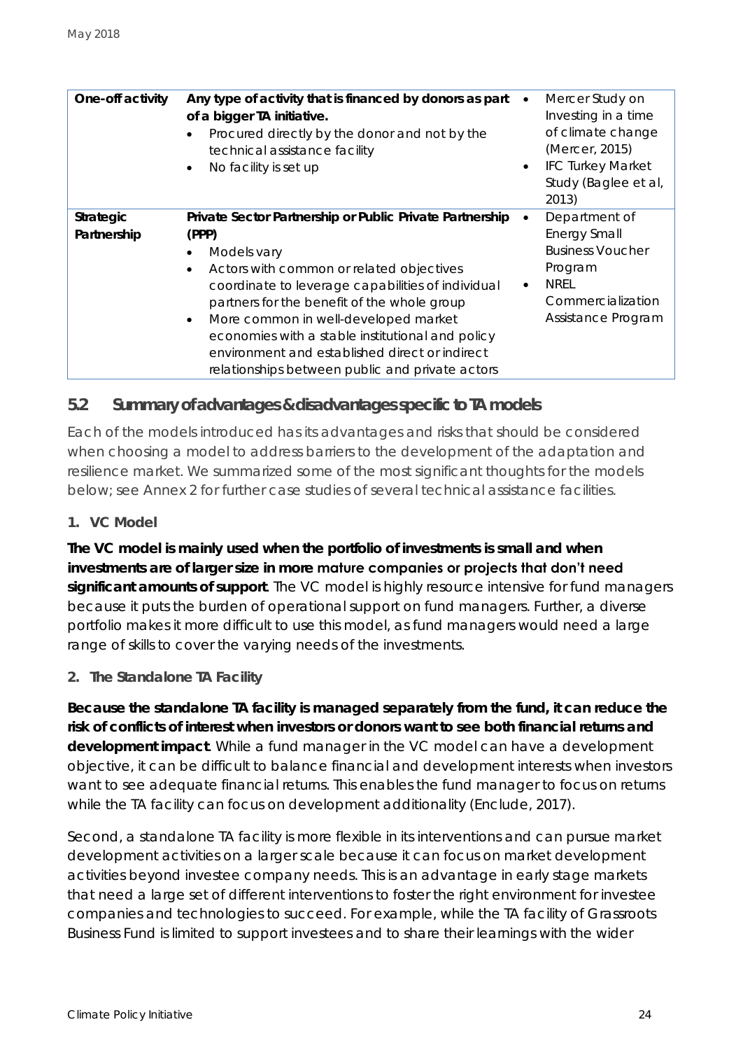| One-off activity | **Any type of activity that is financed by donors as part of a bigger TA initiative.**<br>• Procured directly by the donor and not by the technical assistance facility<br>• No facility is set up | • Mercer Study on Investing in a time of climate change (Mercer, 2015)<br>• IFC Turkey Market Study (Baglee et al, 2013) |
|---|---|---|
| **Strategic Partnership** | **Private Sector Partnership or Public Private Partnership (PPP)**<br>• Models vary<br>• Actors with common or related objectives coordinate to leverage capabilities of individual partners for the benefit of the whole group<br>• More common in well-developed market economies with a stable institutional and policy environment and established direct or indirect relationships between public and private actors | • Department of Energy Small Business Voucher Program<br>• NREL Commercialization Assistance Program |

## 5.2 Summary of advantages & disadvantages specific to TA models

Each of the models introduced has its advantages and risks that should be considered when choosing a model to address barriers to the development of the adaptation and resilience market. We summarized some of the most significant thoughts for the models below; see Annex 2 for further case studies of several technical assistance facilities.

### 1. VC Model

**The VC model is mainly used when the portfolio of investments is small and when investments are of larger size in more mature companies or projects that don't need significant amounts of support**. The VC model is highly resource intensive for fund managers because it puts the burden of operational support on fund managers. Further, a diverse portfolio makes it more difficult to use this model, as fund managers would need a large range of skills to cover the varying needs of the investments.

### 2. The Standalone TA Facility

**Because the standalone TA facility is managed separately from the fund, it can reduce the risk of conflicts of interest when investors or donors want to see both financial returns and development impact**. While a fund manager in the VC model can have a development objective, it can be difficult to balance financial and development interests when investors want to see adequate financial returns. This enables the fund manager to focus on returns while the TA facility can focus on development additionality (Enclude, 2017).

Second, a standalone TA facility is more flexible in its interventions and can pursue market development activities on a larger scale because it can focus on market development activities beyond investee company needs. This is an advantage in early stage markets that need a large set of different interventions to foster the right environment for investee companies and technologies to succeed. For example, while the TA facility of Grassroots Business Fund is limited to support investees and to share their learnings with the wider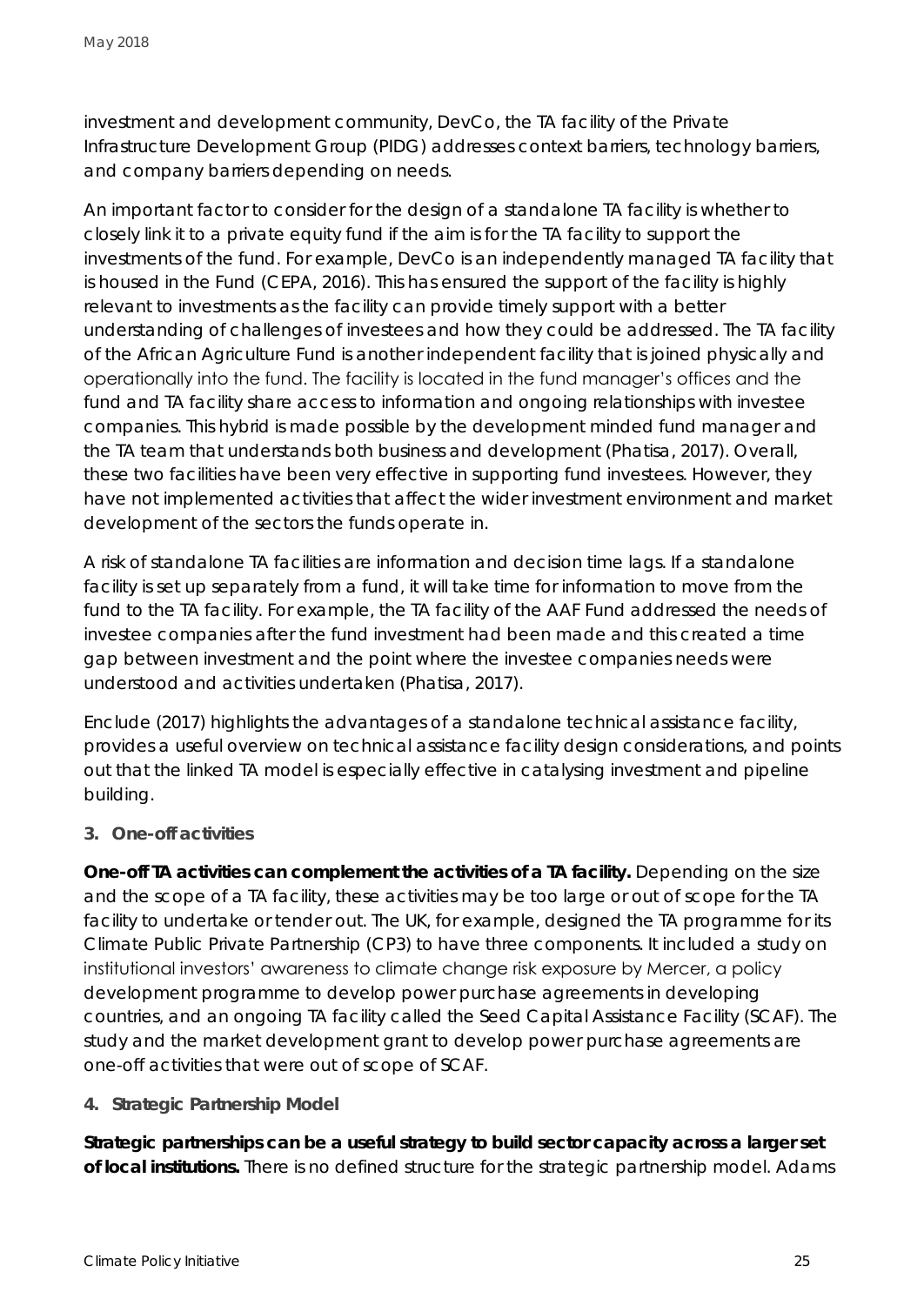investment and development community, DevCo, the TA facility of the Private Infrastructure Development Group (PIDG) addresses context barriers, technology barriers, and company barriers depending on needs.

An important factor to consider for the design of a standalone TA facility is whether to closely link it to a private equity fund if the aim is for the TA facility to support the investments of the fund. For example, DevCo is an independently managed TA facility that is housed in the Fund (CEPA, 2016). This has ensured the support of the facility is highly relevant to investments as the facility can provide timely support with a better understanding of challenges of investees and how they could be addressed. The TA facility of the African Agriculture Fund is another independent facility that is joined physically and operationally into the fund. The facility is located in the fund manager's offices and the fund and TA facility share access to information and ongoing relationships with investee companies. This hybrid is made possible by the development minded fund manager and the TA team that understands both business and development (Phatisa, 2017). Overall, these two facilities have been very effective in supporting fund investees. However, they have not implemented activities that affect the wider investment environment and market development of the sectors the funds operate in.

A risk of standalone TA facilities are information and decision time lags. If a standalone facility is set up separately from a fund, it will take time for information to move from the fund to the TA facility. For example, the TA facility of the AAF Fund addressed the needs of investee companies after the fund investment had been made and this created a time gap between investment and the point where the investee companies needs were understood and activities undertaken (Phatisa, 2017).

Enclude (2017) highlights the advantages of a standalone technical assistance facility, provides a useful overview on technical assistance facility design considerations, and points out that the linked TA model is especially effective in catalysing investment and pipeline building.

### 3. One-off activities

**One-off TA activities can complement the activities of a TA facility.** Depending on the size and the scope of a TA facility, these activities may be too large or out of scope for the TA facility to undertake or tender out. The UK, for example, designed the TA programme for its Climate Public Private Partnership (CP3) to have three components. It included a study on institutional investors' awareness to climate change risk exposure by Mercer, a policy development programme to develop power purchase agreements in developing countries, and an ongoing TA facility called the Seed Capital Assistance Facility (SCAF). The study and the market development grant to develop power purchase agreements are one-off activities that were out of scope of SCAF.

### 4. Strategic Partnership Model

**Strategic partnerships can be a useful strategy to build sector capacity across a larger set of local institutions.** There is no defined structure for the strategic partnership model. Adams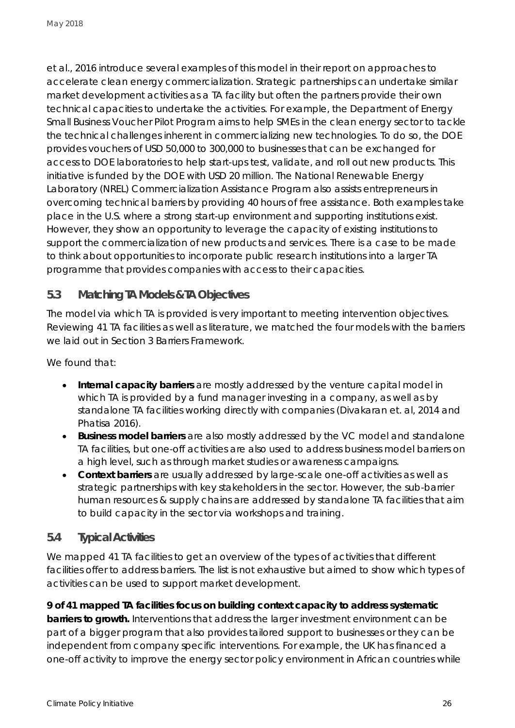et al., 2016 introduce several examples of this model in their report on approaches to accelerate clean energy commercialization. Strategic partnerships can undertake similar market development activities as a TA facility but often the partners provide their own technical capacities to undertake the activities. For example, the Department of Energy Small Business Voucher Pilot Program aims to help SMEs in the clean energy sector to tackle the technical challenges inherent in commercializing new technologies. To do so, the DOE provides vouchers of USD 50,000 to 300,000 to businesses that can be exchanged for access to DOE laboratories to help start-ups test, validate, and roll out new products. This initiative is funded by the DOE with USD 20 million. The National Renewable Energy Laboratory (NREL) Commercialization Assistance Program also assists entrepreneurs in overcoming technical barriers by providing 40 hours of free assistance. Both examples take place in the U.S. where a strong start-up environment and supporting institutions exist. However, they show an opportunity to leverage the capacity of existing institutions to support the commercialization of new products and services. There is a case to be made to think about opportunities to incorporate public research institutions into a larger TA programme that provides companies with access to their capacities.

## 5.3 Matching TA Models & TA Objectives

The model via which TA is provided is very important to meeting intervention objectives. Reviewing 41 TA facilities as well as literature, we matched the four models with the barriers we laid out in Section 3 Barriers Framework.

We found that:

- **Internal capacity barriers** are mostly addressed by the venture capital model in which TA is provided by a fund manager investing in a company, as well as by standalone TA facilities working directly with companies (Divakaran et. al, 2014 and Phatisa 2016).
- **Business model barriers** are also mostly addressed by the VC model and standalone TA facilities, but one-off activities are also used to address business model barriers on a high level, such as through market studies or awareness campaigns.
- **Context barriers** are usually addressed by large-scale one-off activities as well as strategic partnerships with key stakeholders in the sector. However, the sub-barrier human resources & supply chains are addressed by standalone TA facilities that aim to build capacity in the sector via workshops and training.

## 5.4 Typical Activities

We mapped 41 TA facilities to get an overview of the types of activities that different facilities offer to address barriers. The list is not exhaustive but aimed to show which types of activities can be used to support market development.

**9 of 41 mapped TA facilities focus on building context capacity to address systematic barriers to growth.** Interventions that address the larger investment environment can be part of a bigger program that also provides tailored support to businesses or they can be independent from company specific interventions. For example, the UK has financed a one-off activity to improve the energy sector policy environment in African countries while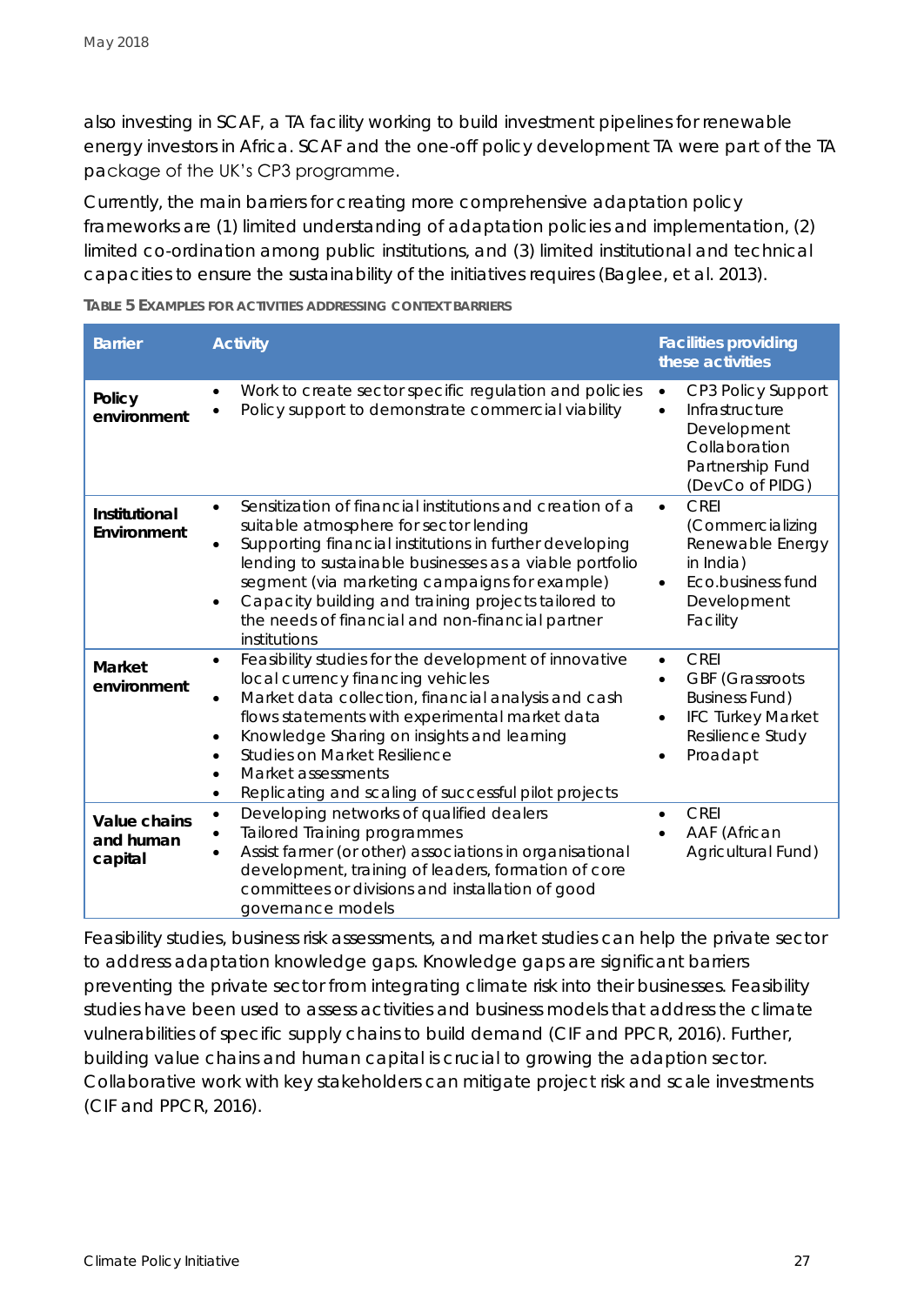also investing in SCAF, a TA facility working to build investment pipelines for renewable energy investors in Africa. SCAF and the one-off policy development TA were part of the TA package of the UK's CP3 programme.

Currently, the main barriers for creating more comprehensive adaptation policy frameworks are (1) limited understanding of adaptation policies and implementation, (2) limited co-ordination among public institutions, and (3) limited institutional and technical capacities to ensure the sustainability of the initiatives requires (Baglee, et al. 2013).

TABLE 5 EXAMPLES FOR ACTIVITIES ADDRESSING CONTEXT BARRIERS

| Barrier | Activity | Facilities providing these activities |
|---|---|---|
| **Policy environment** | • Work to create sector specific regulation and policies<br>• Policy support to demonstrate commercial viability | • CP3 Policy Support<br>• Infrastructure Development Collaboration Partnership Fund (DevCo of PIDG) |
| **Institutional Environment** | • Sensitization of financial institutions and creation of a suitable atmosphere for sector lending<br>• Supporting financial institutions in further developing lending to sustainable businesses as a viable portfolio segment (via marketing campaigns for example)<br>• Capacity building and training projects tailored to the needs of financial and non-financial partner institutions | • CREI (Commercializing Renewable Energy in India)<br>• Eco.business fund Development Facility |
| **Market environment** | • Feasibility studies for the development of innovative local currency financing vehicles<br>• Market data collection, financial analysis and cash flows statements with experimental market data<br>• Knowledge Sharing on insights and learning<br>• Studies on Market Resilience<br>• Market assessments<br>• Replicating and scaling of successful pilot projects | • CREI<br>• GBF (Grassroots Business Fund)<br>• IFC Turkey Market Resilience Study<br>• Proadapt |
| **Value chains and human capital** | • Developing networks of qualified dealers<br>• Tailored Training programmes<br>• Assist farmer (or other) associations in organisational development, training of leaders, formation of core committees or divisions and installation of good governance models | • CREI<br>• AAF (African Agricultural Fund) |

Feasibility studies, business risk assessments, and market studies can help the private sector to address adaptation knowledge gaps. Knowledge gaps are significant barriers preventing the private sector from integrating climate risk into their businesses. Feasibility studies have been used to assess activities and business models that address the climate vulnerabilities of specific supply chains to build demand (CIF and PPCR, 2016). Further, building value chains and human capital is crucial to growing the adaption sector. Collaborative work with key stakeholders can mitigate project risk and scale investments (CIF and PPCR, 2016).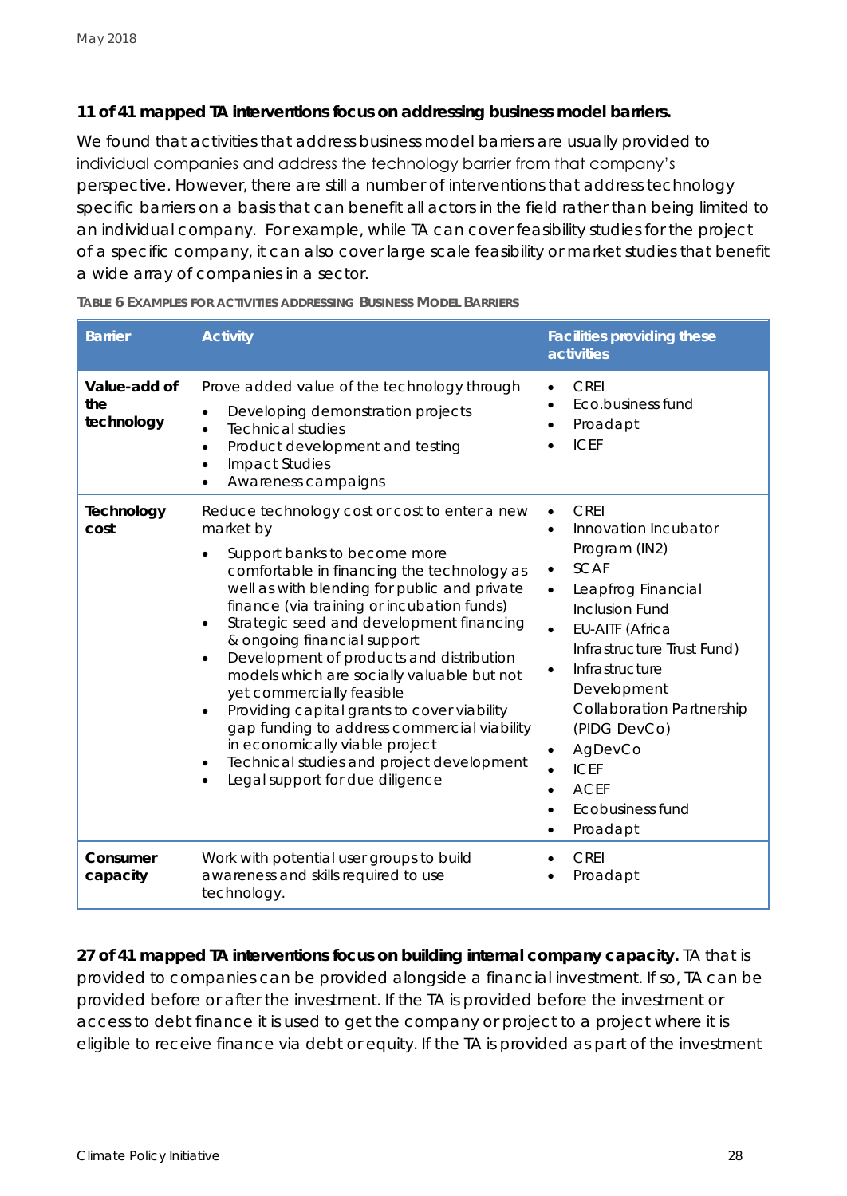**11 of 41 mapped TA interventions focus on addressing business model barriers.**

We found that activities that address business model barriers are usually provided to individual companies and address the technology barrier from that company's perspective. However, there are still a number of interventions that address technology specific barriers on a basis that can benefit all actors in the field rather than being limited to an individual company. For example, while TA can cover feasibility studies for the project of a specific company, it can also cover large scale feasibility or market studies that benefit a wide array of companies in a sector.

TABLE 6 EXAMPLES FOR ACTIVITIES ADDRESSING BUSINESS MODEL BARRIERS

| Barrier | Activity | Facilities providing these activities |
|---|---|---|
| **Value-add of the technology** | Prove added value of the technology through<br>• Developing demonstration projects<br>• Technical studies<br>• Product development and testing<br>• Impact Studies<br>• Awareness campaigns | • CREI<br>• Eco.business fund<br>• Proadapt<br>• ICEF |
| **Technology cost** | Reduce technology cost or cost to enter a new market by<br>• Support banks to become more comfortable in financing the technology as well as with blending for public and private finance (via training or incubation funds)<br>• Strategic seed and development financing & ongoing financial support<br>• Development of products and distribution models which are socially valuable but not yet commercially feasible<br>• Providing capital grants to cover viability gap funding to address commercial viability in economically viable project<br>• Technical studies and project development<br>• Legal support for due diligence | • CREI<br>• Innovation Incubator Program (IN2)<br>• SCAF<br>• Leapfrog Financial Inclusion Fund<br>• EU-AITF (Africa Infrastructure Trust Fund)<br>• Infrastructure Development Collaboration Partnership (PIDG DevCo)<br>• AgDevCo<br>• ICEF<br>• ACEF<br>• Ecobusiness fund<br>• Proadapt |
| **Consumer capacity** | Work with potential user groups to build awareness and skills required to use technology. | • CREI<br>• Proadapt |

**27 of 41 mapped TA interventions focus on building internal company capacity.** TA that is provided to companies can be provided alongside a financial investment. If so, TA can be provided before or after the investment. If the TA is provided before the investment or access to debt finance it is used to get the company or project to a project where it is eligible to receive finance via debt or equity. If the TA is provided as part of the investment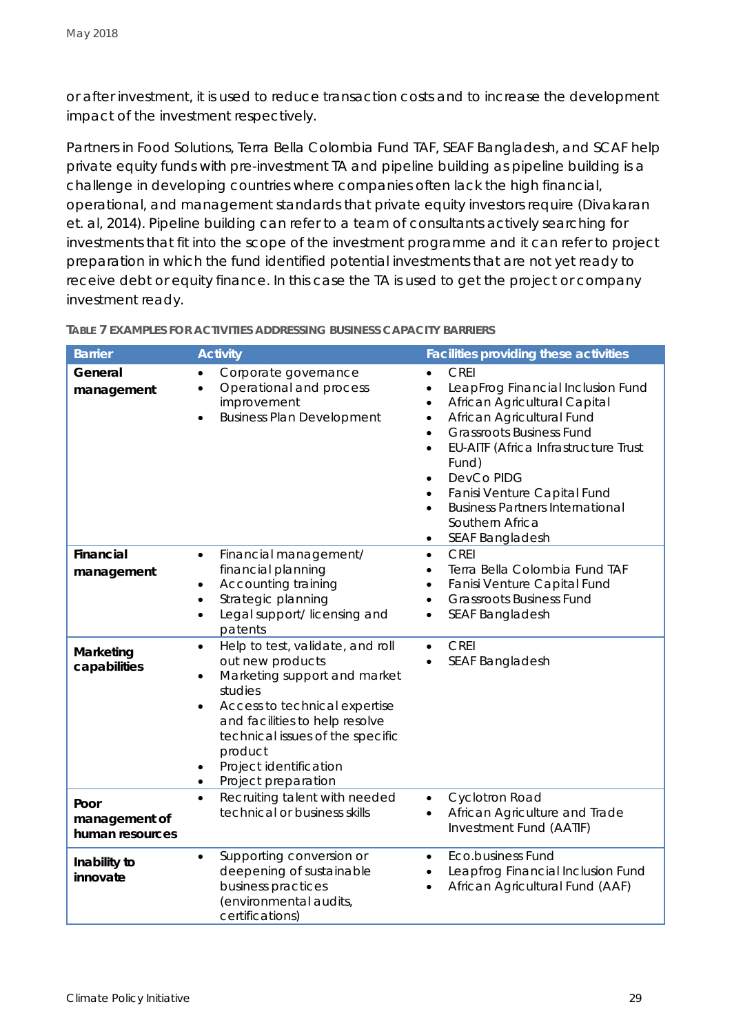or after investment, it is used to reduce transaction costs and to increase the development impact of the investment respectively.

Partners in Food Solutions, Terra Bella Colombia Fund TAF, SEAF Bangladesh, and SCAF help private equity funds with pre-investment TA and pipeline building as pipeline building is a challenge in developing countries where companies often lack the high financial, operational, and management standards that private equity investors require (Divakaran et. al, 2014). Pipeline building can refer to a team of consultants actively searching for investments that fit into the scope of the investment programme and it can refer to project preparation in which the fund identified potential investments that are not yet ready to receive debt or equity finance. In this case the TA is used to get the project or company investment ready.

**Table 7 Examples for activities addressing business capacity barriers**

| Barrier | Activity | Facilities providing these activities |
|---|---|---|
| **General management** | • Corporate governance<br>• Operational and process improvement<br>• Business Plan Development | • CREI<br>• LeapFrog Financial Inclusion Fund<br>• African Agricultural Capital<br>• African Agricultural Fund<br>• Grassroots Business Fund<br>• EU-AITF (Africa Infrastructure Trust Fund)<br>• DevCo PIDG<br>• Fanisi Venture Capital Fund<br>• Business Partners International Southern Africa<br>• SEAF Bangladesh |
| **Financial management** | • Financial management/ financial planning<br>• Accounting training<br>• Strategic planning<br>• Legal support/ licensing and patents | • CREI<br>• Terra Bella Colombia Fund TAF<br>• Fanisi Venture Capital Fund<br>• Grassroots Business Fund<br>• SEAF Bangladesh |
| **Marketing capabilities** | • Help to test, validate, and roll out new products<br>• Marketing support and market studies<br>• Access to technical expertise and facilities to help resolve technical issues of the specific product<br>• Project identification<br>• Project preparation | • CREI<br>• SEAF Bangladesh |
| **Poor management of human resources** | • Recruiting talent with needed technical or business skills | • Cyclotron Road<br>• African Agriculture and Trade Investment Fund (AATIF) |
| **Inability to innovate** | • Supporting conversion or deepening of sustainable business practices (environmental audits, certifications) | • Eco.business Fund<br>• Leapfrog Financial Inclusion Fund<br>• African Agricultural Fund (AAF) |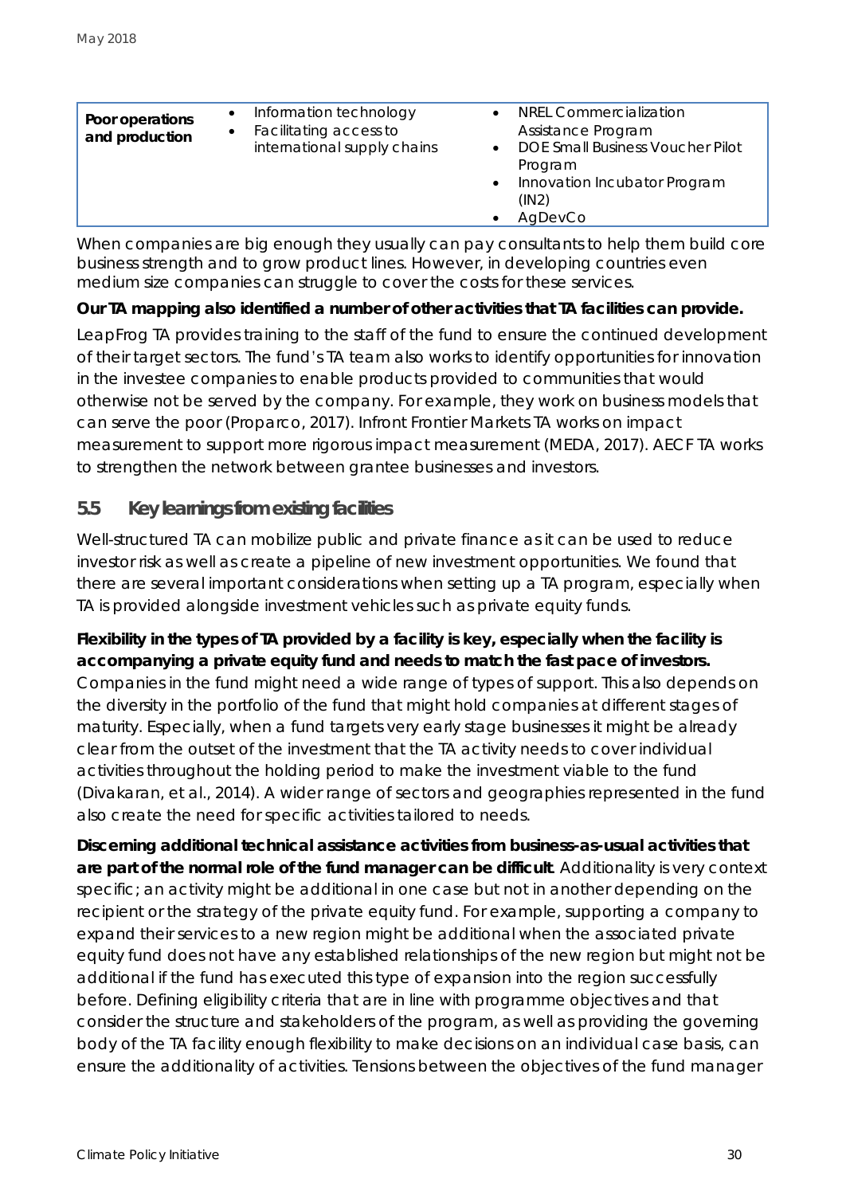| Poor operations and production | • Information technology<br>• Facilitating access to international supply chains | • NREL Commercialization Assistance Program<br>• DOE Small Business Voucher Pilot Program<br>• Innovation Incubator Program (IN2)<br>• AgDevCo |
|---|---|---|

When companies are big enough they usually can pay consultants to help them build core business strength and to grow product lines. However, in developing countries even medium size companies can struggle to cover the costs for these services.

**Our TA mapping also identified a number of other activities that TA facilities can provide.**

LeapFrog TA provides training to the staff of the fund to ensure the continued development of their target sectors. The fund's TA team also works to identify opportunities for innovation in the investee companies to enable products provided to communities that would otherwise not be served by the company. For example, they work on business models that can serve the poor (Proparco, 2017). Infront Frontier Markets TA works on impact measurement to support more rigorous impact measurement (MEDA, 2017). AECF TA works to strengthen the network between grantee businesses and investors.

## 5.5 Key learnings from existing facilities

Well-structured TA can mobilize public and private finance as it can be used to reduce investor risk as well as create a pipeline of new investment opportunities. We found that there are several important considerations when setting up a TA program, especially when TA is provided alongside investment vehicles such as private equity funds.

**Flexibility in the types of TA provided by a facility is key, especially when the facility is accompanying a private equity fund and needs to match the fast pace of investors.** Companies in the fund might need a wide range of types of support. This also depends on the diversity in the portfolio of the fund that might hold companies at different stages of maturity. Especially, when a fund targets very early stage businesses it might be already clear from the outset of the investment that the TA activity needs to cover individual activities throughout the holding period to make the investment viable to the fund (Divakaran, et al., 2014). A wider range of sectors and geographies represented in the fund also create the need for specific activities tailored to needs.

**Discerning additional technical assistance activities from business-as-usual activities that are part of the normal role of the fund manager can be difficult**. Additionality is very context specific; an activity might be additional in one case but not in another depending on the recipient or the strategy of the private equity fund. For example, supporting a company to expand their services to a new region might be additional when the associated private equity fund does not have any established relationships of the new region but might not be additional if the fund has executed this type of expansion into the region successfully before. Defining eligibility criteria that are in line with programme objectives and that consider the structure and stakeholders of the program, as well as providing the governing body of the TA facility enough flexibility to make decisions on an individual case basis, can ensure the additionality of activities. Tensions between the objectives of the fund manager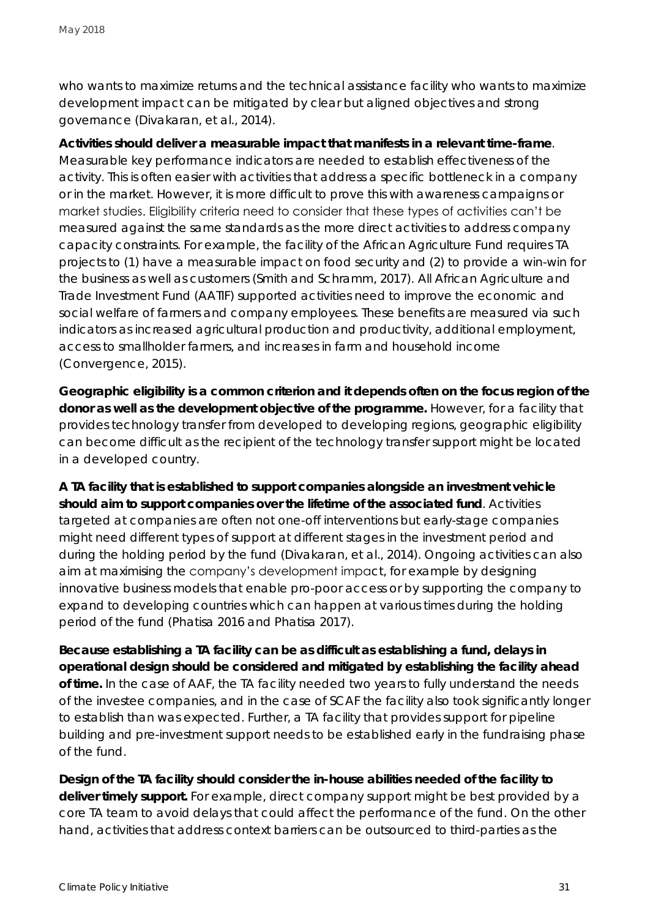who wants to maximize returns and the technical assistance facility who wants to maximize development impact can be mitigated by clear but aligned objectives and strong governance (Divakaran, et al., 2014).

**Activities should deliver a measurable impact that manifests in a relevant time-frame**. Measurable key performance indicators are needed to establish effectiveness of the activity. This is often easier with activities that address a specific bottleneck in a company or in the market. However, it is more difficult to prove this with awareness campaigns or market studies. Eligibility criteria need to consider that these types of activities can't be measured against the same standards as the more direct activities to address company capacity constraints. For example, the facility of the African Agriculture Fund requires TA projects to (1) have a measurable impact on food security and (2) to provide a win-win for the business as well as customers (Smith and Schramm, 2017). All African Agriculture and Trade Investment Fund (AATIF) supported activities need to improve the economic and social welfare of farmers and company employees. These benefits are measured via such indicators as increased agricultural production and productivity, additional employment, access to smallholder farmers, and increases in farm and household income (Convergence, 2015).

**Geographic eligibility is a common criterion and it depends often on the focus region of the donor as well as the development objective of the programme.** However, for a facility that provides technology transfer from developed to developing regions, geographic eligibility can become difficult as the recipient of the technology transfer support might be located in a developed country.

**A TA facility that is established to support companies alongside an investment vehicle should aim to support companies over the lifetime of the associated fund**. Activities targeted at companies are often not one-off interventions but early-stage companies might need different types of support at different stages in the investment period and during the holding period by the fund (Divakaran, et al., 2014). Ongoing activities can also aim at maximising the company's development impact, for example by designing innovative business models that enable pro-poor access or by supporting the company to expand to developing countries which can happen at various times during the holding period of the fund (Phatisa 2016 and Phatisa 2017).

**Because establishing a TA facility can be as difficult as establishing a fund, delays in operational design should be considered and mitigated by establishing the facility ahead of time.** In the case of AAF, the TA facility needed two years to fully understand the needs of the investee companies, and in the case of SCAF the facility also took significantly longer to establish than was expected. Further, a TA facility that provides support for pipeline building and pre-investment support needs to be established early in the fundraising phase of the fund.

**Design of the TA facility should consider the in-house abilities needed of the facility to deliver timely support.** For example, direct company support might be best provided by a core TA team to avoid delays that could affect the performance of the fund. On the other hand, activities that address context barriers can be outsourced to third-parties as the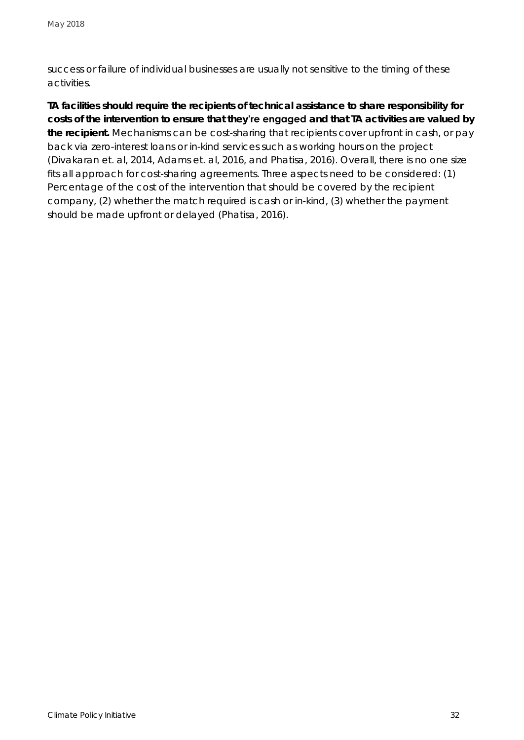success or failure of individual businesses are usually not sensitive to the timing of these activities.

**TA facilities should require the recipients of technical assistance to share responsibility for costs of the intervention to ensure that they're engaged and that TA activities are valued by the recipient.** Mechanisms can be cost-sharing that recipients cover upfront in cash, or pay back via zero-interest loans or in-kind services such as working hours on the project (Divakaran et. al, 2014, Adams et. al, 2016, and Phatisa, 2016). Overall, there is no one size fits all approach for cost-sharing agreements. Three aspects need to be considered: (1) Percentage of the cost of the intervention that should be covered by the recipient company, (2) whether the match required is cash or in-kind, (3) whether the payment should be made upfront or delayed (Phatisa, 2016).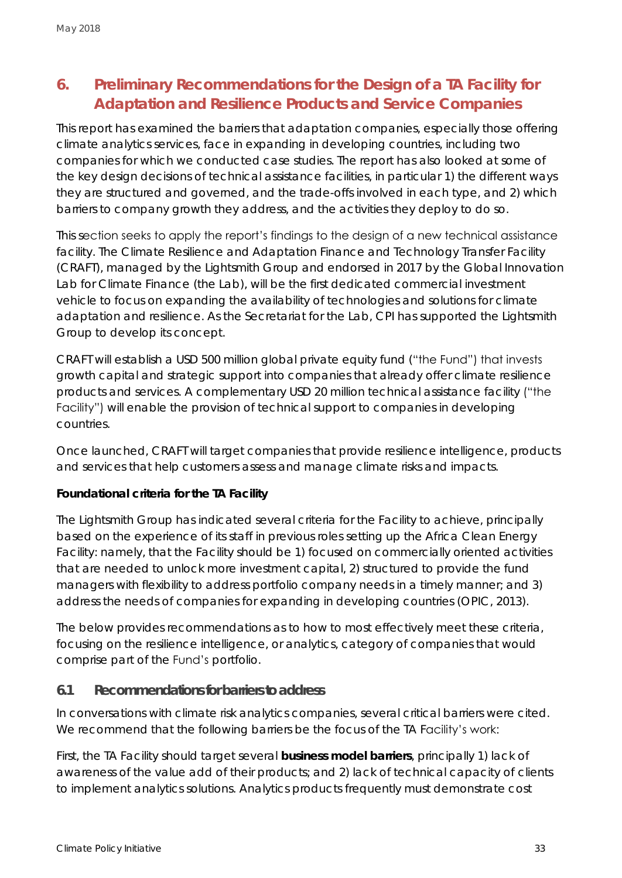## 6. Preliminary Recommendations for the Design of a TA Facility for Adaptation and Resilience Products and Service Companies

This report has examined the barriers that adaptation companies, especially those offering climate analytics services, face in expanding in developing countries, including two companies for which we conducted case studies. The report has also looked at some of the key design decisions of technical assistance facilities, in particular 1) the different ways they are structured and governed, and the trade-offs involved in each type, and 2) which barriers to company growth they address, and the activities they deploy to do so.

This section seeks to apply the report's findings to the design of a new technical assistance facility. The Climate Resilience and Adaptation Finance and Technology Transfer Facility (CRAFT), managed by the Lightsmith Group and endorsed in 2017 by the Global Innovation Lab for Climate Finance (the Lab), will be the first dedicated commercial investment vehicle to focus on expanding the availability of technologies and solutions for climate adaptation and resilience. As the Secretariat for the Lab, CPI has supported the Lightsmith Group to develop its concept.

CRAFT will establish a USD 500 million global private equity fund ("the Fund") that invests growth capital and strategic support into companies that already offer climate resilience products and services. A complementary USD 20 million technical assistance facility ("the Facility") will enable the provision of technical support to companies in developing countries.

Once launched, CRAFT will target companies that provide resilience intelligence, products and services that help customers assess and manage climate risks and impacts.

**Foundational criteria for the TA Facility**

The Lightsmith Group has indicated several criteria for the Facility to achieve, principally based on the experience of its staff in previous roles setting up the Africa Clean Energy Facility: namely, that the Facility should be 1) focused on commercially oriented activities that are needed to unlock more investment capital, 2) structured to provide the fund managers with flexibility to address portfolio company needs in a timely manner; and 3) address the needs of companies for expanding in developing countries (OPIC, 2013).

The below provides recommendations as to how to most effectively meet these criteria, focusing on the resilience intelligence, or analytics, category of companies that would comprise part of the Fund's portfolio.

### 6.1 Recommendations for barriers to address

In conversations with climate risk analytics companies, several critical barriers were cited. We recommend that the following barriers be the focus of the TA Facility's work:

First, the TA Facility should target several **business model barriers**, principally 1) lack of awareness of the value add of their products; and 2) lack of technical capacity of clients to implement analytics solutions. Analytics products frequently must demonstrate cost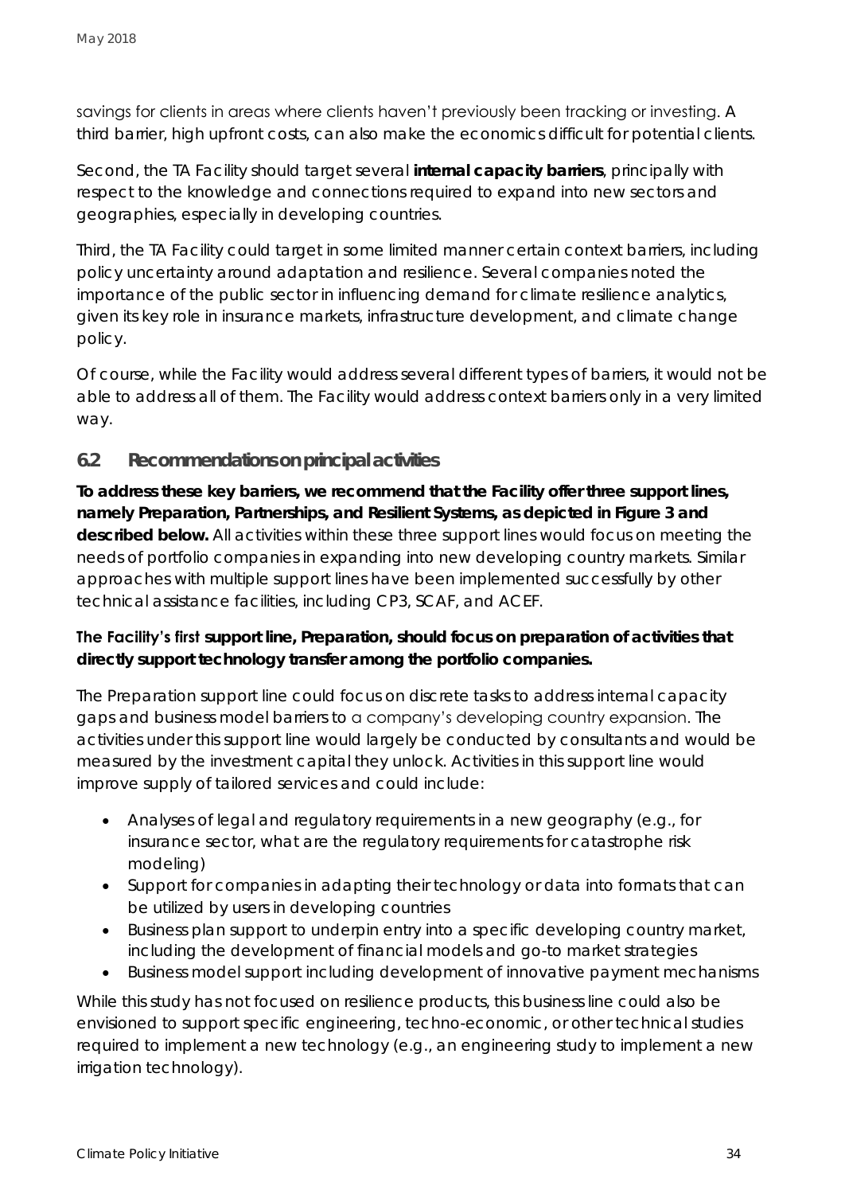savings for clients in areas where clients haven't previously been tracking or investing. A third barrier, high upfront costs, can also make the economics difficult for potential clients.

Second, the TA Facility should target several **internal capacity barriers**, principally with respect to the knowledge and connections required to expand into new sectors and geographies, especially in developing countries.

Third, the TA Facility could target in some limited manner certain context barriers, including policy uncertainty around adaptation and resilience. Several companies noted the importance of the public sector in influencing demand for climate resilience analytics, given its key role in insurance markets, infrastructure development, and climate change policy.

Of course, while the Facility would address several different types of barriers, it would not be able to address all of them. The Facility would address context barriers only in a very limited way.

## 6.2 Recommendations on principal activities

**To address these key barriers, we recommend that the Facility offer three support lines, namely Preparation, Partnerships, and Resilient Systems, as depicted in Figure 3 and described below.** All activities within these three support lines would focus on meeting the needs of portfolio companies in expanding into new developing country markets. Similar approaches with multiple support lines have been implemented successfully by other technical assistance facilities, including CP3, SCAF, and ACEF.

**The Facility's first support line, Preparation, should focus on preparation of activities that directly support technology transfer among the portfolio companies.**

The Preparation support line could focus on discrete tasks to address internal capacity gaps and business model barriers to a company's developing country expansion. The activities under this support line would largely be conducted by consultants and would be measured by the investment capital they unlock. Activities in this support line would improve supply of tailored services and could include:

- Analyses of legal and regulatory requirements in a new geography (e.g., for insurance sector, what are the regulatory requirements for catastrophe risk modeling)
- Support for companies in adapting their technology or data into formats that can be utilized by users in developing countries
- Business plan support to underpin entry into a specific developing country market, including the development of financial models and go-to market strategies
- Business model support including development of innovative payment mechanisms

While this study has not focused on resilience products, this business line could also be envisioned to support specific engineering, techno-economic, or other technical studies required to implement a new technology (e.g., an engineering study to implement a new irrigation technology).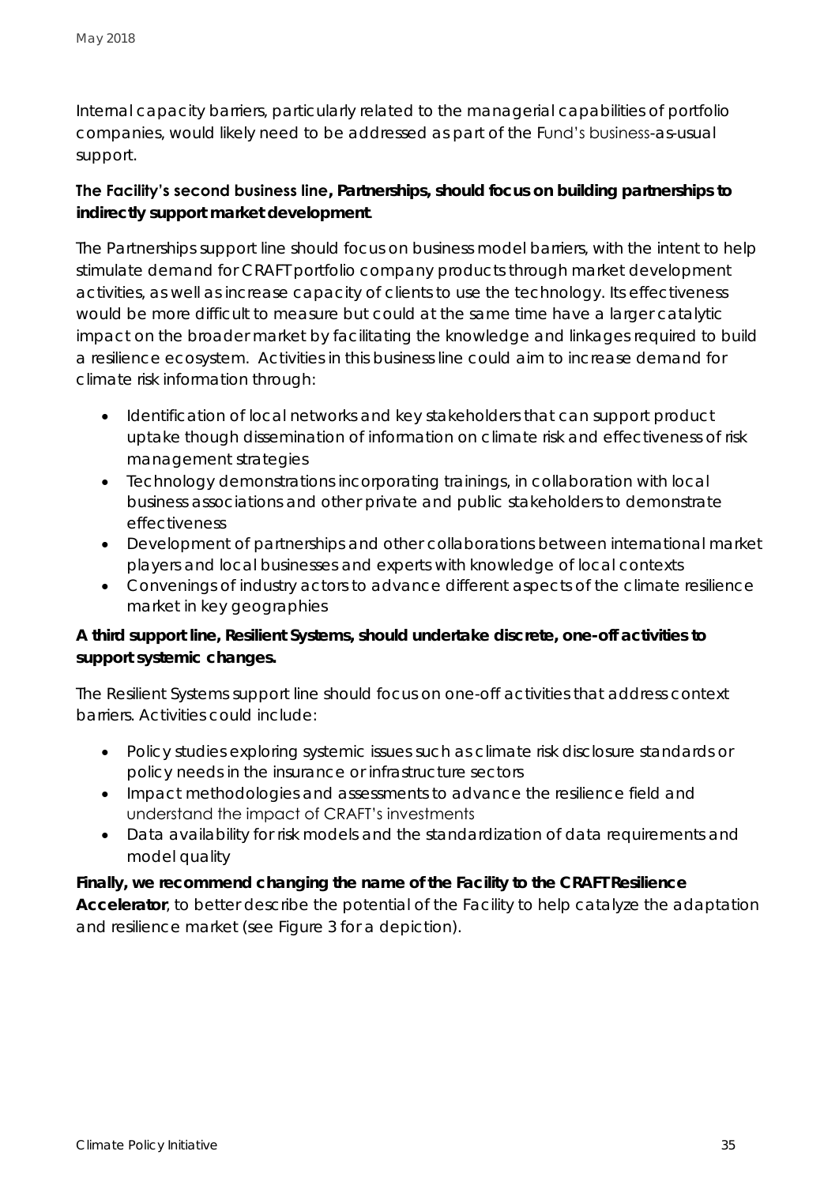Internal capacity barriers, particularly related to the managerial capabilities of portfolio companies, would likely need to be addressed as part of the Fund's business-as-usual support.

**The Facility's second business line, Partnerships, should focus on building partnerships to indirectly support market development**.

The Partnerships support line should focus on business model barriers, with the intent to help stimulate demand for CRAFT portfolio company products through market development activities, as well as increase capacity of clients to use the technology. Its effectiveness would be more difficult to measure but could at the same time have a larger catalytic impact on the broader market by facilitating the knowledge and linkages required to build a resilience ecosystem. Activities in this business line could aim to increase demand for climate risk information through:

- Identification of local networks and key stakeholders that can support product uptake though dissemination of information on climate risk and effectiveness of risk management strategies
- Technology demonstrations incorporating trainings, in collaboration with local business associations and other private and public stakeholders to demonstrate effectiveness
- Development of partnerships and other collaborations between international market players and local businesses and experts with knowledge of local contexts
- Convenings of industry actors to advance different aspects of the climate resilience market in key geographies

**A third support line, Resilient Systems, should undertake discrete, one-off activities to support systemic changes.**

The Resilient Systems support line should focus on one-off activities that address context barriers. Activities could include:

- Policy studies exploring systemic issues such as climate risk disclosure standards or policy needs in the insurance or infrastructure sectors
- Impact methodologies and assessments to advance the resilience field and understand the impact of CRAFT's investments
- Data availability for risk models and the standardization of data requirements and model quality

**Finally, we recommend changing the name of the Facility to the CRAFT Resilience Accelerator**, to better describe the potential of the Facility to help catalyze the adaptation and resilience market (see Figure 3 for a depiction).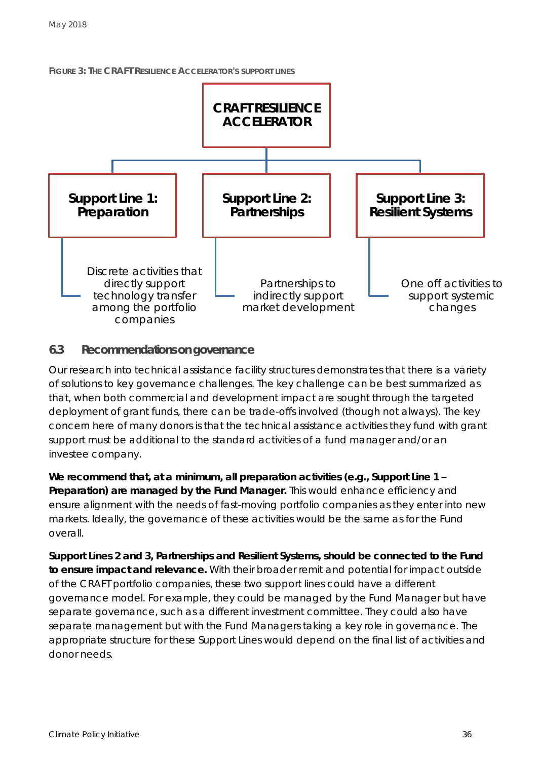**FIGURE 3: THE CRAFT RESILIENCE ACCELERATOR'S SUPPORT LINES**

**CRAFT RESILIENCE ACCELERATOR**

**Support Line 1: Preparation**

Discrete activities that directly support technology transfer among the portfolio companies

**Support Line 2: Partnerships**

Partnerships to indirectly support market development

**Support Line 3: Resilient Systems**

One off activities to support systemic changes

## 6.3 Recommendations on governance

Our research into technical assistance facility structures demonstrates that there is a variety of solutions to key governance challenges. The key challenge can be best summarized as that, when both commercial and development impact are sought through the targeted deployment of grant funds, there can be trade-offs involved (though not always). The key concern here of many donors is that the technical assistance activities they fund with grant support must be additional to the standard activities of a fund manager and/or an investee company.

**We recommend that, at a minimum, all preparation activities (e.g., Support Line 1 – Preparation) are managed by the Fund Manager.** This would enhance efficiency and ensure alignment with the needs of fast-moving portfolio companies as they enter into new markets. Ideally, the governance of these activities would be the same as for the Fund overall.

**Support Lines 2 and 3, Partnerships and Resilient Systems, should be connected to the Fund to ensure impact and relevance.** With their broader remit and potential for impact outside of the CRAFT portfolio companies, these two support lines could have a different governance model. For example, they could be managed by the Fund Manager but have separate governance, such as a different investment committee. They could also have separate management but with the Fund Managers taking a key role in governance. The appropriate structure for these Support Lines would depend on the final list of activities and donor needs.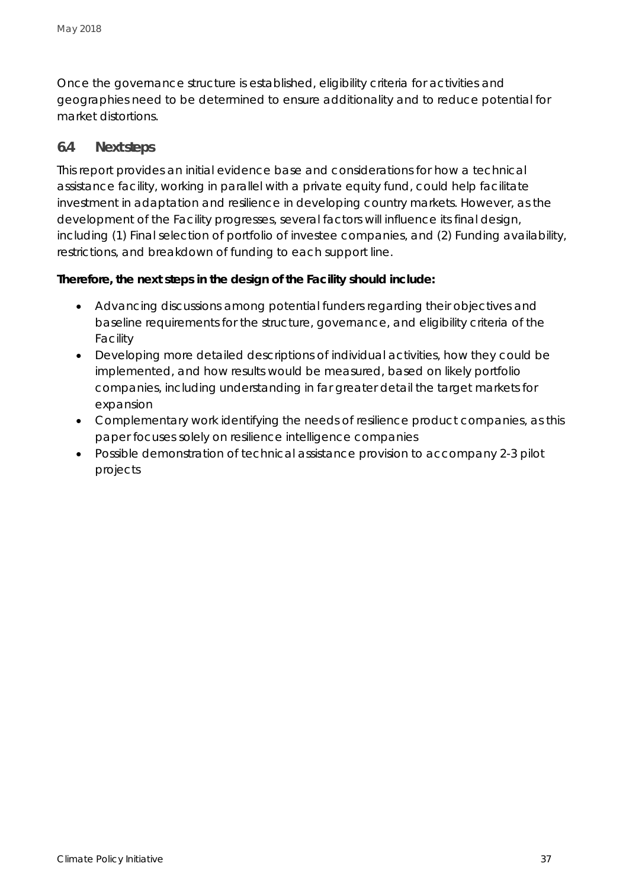Once the governance structure is established, eligibility criteria for activities and geographies need to be determined to ensure additionality and to reduce potential for market distortions.

## 6.4 Next steps

This report provides an initial evidence base and considerations for how a technical assistance facility, working in parallel with a private equity fund, could help facilitate investment in adaptation and resilience in developing country markets. However, as the development of the Facility progresses, several factors will influence its final design, including (1) Final selection of portfolio of investee companies, and (2) Funding availability, restrictions, and breakdown of funding to each support line.

**Therefore, the next steps in the design of the Facility should include:**

- Advancing discussions among potential funders regarding their objectives and baseline requirements for the structure, governance, and eligibility criteria of the Facility
- Developing more detailed descriptions of individual activities, how they could be implemented, and how results would be measured, based on likely portfolio companies, including understanding in far greater detail the target markets for expansion
- Complementary work identifying the needs of resilience product companies, as this paper focuses solely on resilience intelligence companies
- Possible demonstration of technical assistance provision to accompany 2-3 pilot projects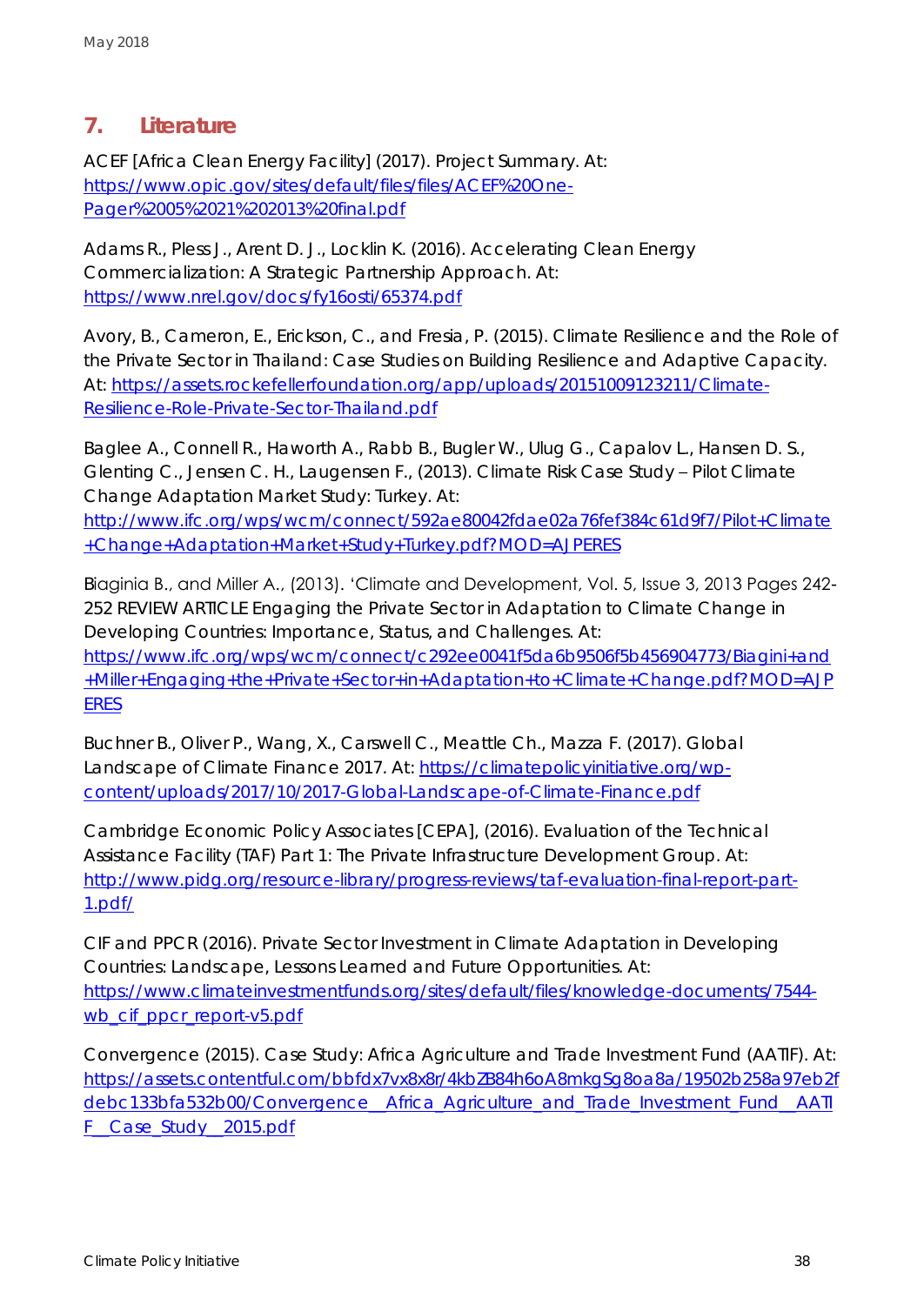## 7. Literature

ACEF [Africa Clean Energy Facility] (2017). Project Summary. At: https://www.opic.gov/sites/default/files/files/ACEF%20One-Pager%2005%2021%202013%20final.pdf

Adams R., Pless J., Arent D. J., Locklin K. (2016). Accelerating Clean Energy Commercialization: A Strategic Partnership Approach. At: https://www.nrel.gov/docs/fy16osti/65374.pdf

Avory, B., Cameron, E., Erickson, C., and Fresia, P. (2015). Climate Resilience and the Role of the Private Sector in Thailand: Case Studies on Building Resilience and Adaptive Capacity. At: https://assets.rockefellerfoundation.org/app/uploads/20151009123211/Climate-Resilience-Role-Private-Sector-Thailand.pdf

Baglee A., Connell R., Haworth A., Rabb B., Bugler W., Ulug G., Capalov L., Hansen D. S., Glenting C., Jensen C. H., Laugensen F., (2013). Climate Risk Case Study – Pilot Climate Change Adaptation Market Study: Turkey. At: http://www.ifc.org/wps/wcm/connect/592ae80042fdae02a76fef384c61d9f7/Pilot+Climate+Change+Adaptation+Market+Study+Turkey.pdf?MOD=AJPERES

Biaginia B., and Miller A., (2013). 'Climate and Development, Vol. 5, Issue 3, 2013 Pages 242-252 REVIEW ARTICLE Engaging the Private Sector in Adaptation to Climate Change in Developing Countries: Importance, Status, and Challenges. At: https://www.ifc.org/wps/wcm/connect/c292ee0041f5da6b9506f5b456904773/Biagini+and+Miller+Engaging+the+Private+Sector+in+Adaptation+to+Climate+Change.pdf?MOD=AJPERES

Buchner B., Oliver P., Wang, X., Carswell C., Meattle Ch., Mazza F. (2017). Global Landscape of Climate Finance 2017. At: https://climatepolicyinitiative.org/wp-content/uploads/2017/10/2017-Global-Landscape-of-Climate-Finance.pdf

Cambridge Economic Policy Associates [CEPA], (2016). Evaluation of the Technical Assistance Facility (TAF) Part 1: The Private Infrastructure Development Group. At: http://www.pidg.org/resource-library/progress-reviews/taf-evaluation-final-report-part-1.pdf/

CIF and PPCR (2016). Private Sector Investment in Climate Adaptation in Developing Countries: Landscape, Lessons Learned and Future Opportunities. At: https://www.climateinvestmentfunds.org/sites/default/files/knowledge-documents/7544-wb_cif_ppcr_report-v5.pdf

Convergence (2015). Case Study: Africa Agriculture and Trade Investment Fund (AATIF). At: https://assets.contentful.com/bbfdx7vx8x8r/4kbZB84h6oA8mkgSg8oa8a/19502b258a97eb2fdebc133bfa532b00/Convergence__Africa_Agriculture_and_Trade_Investment_Fund__AATIF__Case_Study__2015.pdf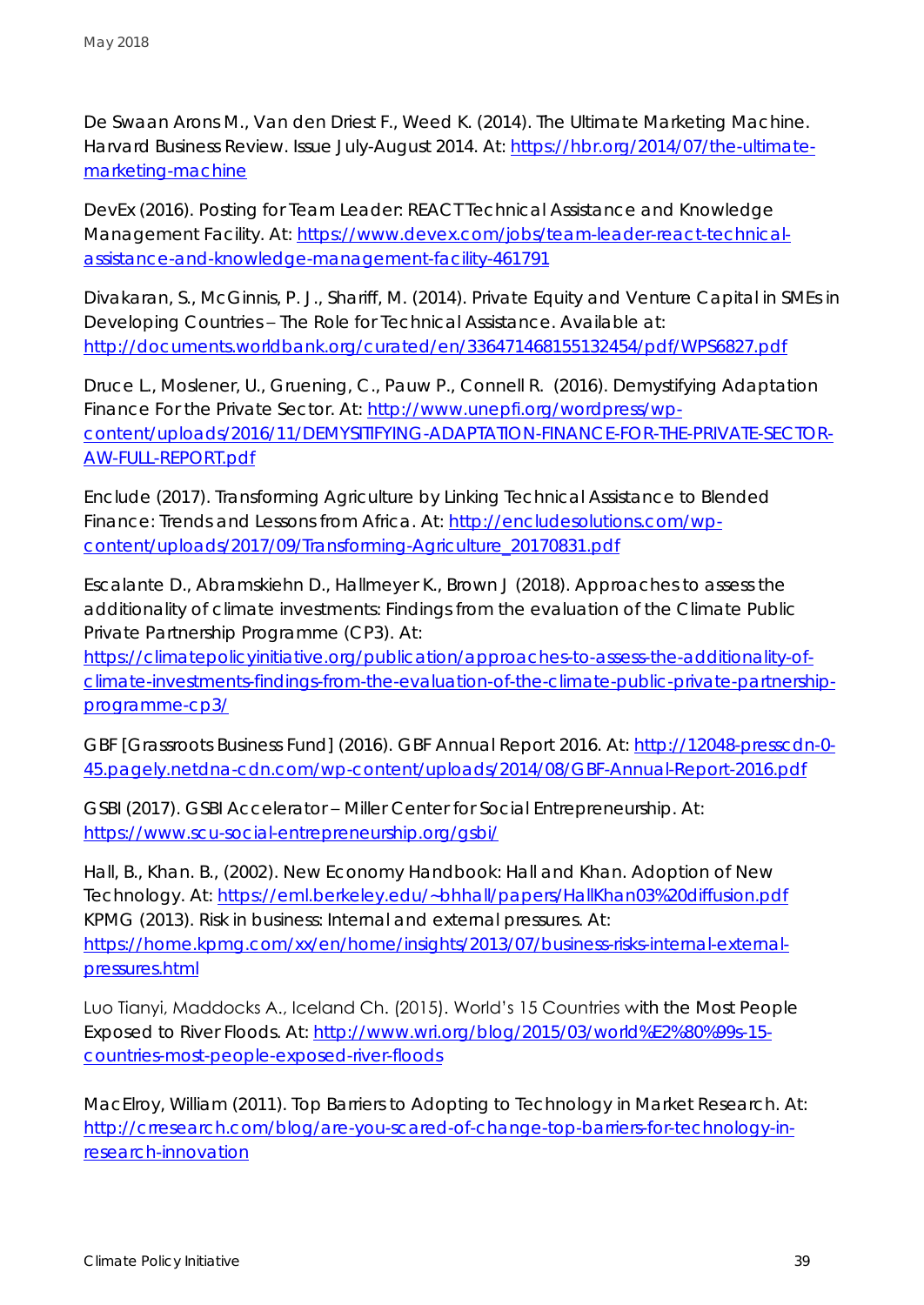De Swaan Arons M., Van den Driest F., Weed K. (2014). The Ultimate Marketing Machine. Harvard Business Review. Issue July-August 2014. At: https://hbr.org/2014/07/the-ultimate-marketing-machine

DevEx (2016). Posting for Team Leader: REACT Technical Assistance and Knowledge Management Facility. At: https://www.devex.com/jobs/team-leader-react-technical-assistance-and-knowledge-management-facility-461791

Divakaran, S., McGinnis, P. J., Shariff, M. (2014). Private Equity and Venture Capital in SMEs in Developing Countries – The Role for Technical Assistance. Available at: http://documents.worldbank.org/curated/en/336471468155132454/pdf/WPS6827.pdf

Druce L., Moslener, U., Gruening, C., Pauw P., Connell R. (2016). Demystifying Adaptation Finance For the Private Sector. At: http://www.unepfi.org/wordpress/wp-content/uploads/2016/11/DEMYSITIFYING-ADAPTATION-FINANCE-FOR-THE-PRIVATE-SECTOR-AW-FULL-REPORT.pdf

Enclude (2017). Transforming Agriculture by Linking Technical Assistance to Blended Finance: Trends and Lessons from Africa. At: http://encludesolutions.com/wp-content/uploads/2017/09/Transforming-Agriculture_20170831.pdf

Escalante D., Abramskiehn D., Hallmeyer K., Brown J (2018). Approaches to assess the additionality of climate investments: Findings from the evaluation of the Climate Public Private Partnership Programme (CP3). At: https://climatepolicyinitiative.org/publication/approaches-to-assess-the-additionality-of-climate-investments-findings-from-the-evaluation-of-the-climate-public-private-partnership-programme-cp3/

GBF [Grassroots Business Fund] (2016). GBF Annual Report 2016. At: http://12048-presscdn-0-45.pagely.netdna-cdn.com/wp-content/uploads/2014/08/GBF-Annual-Report-2016.pdf

GSBI (2017). GSBI Accelerator – Miller Center for Social Entrepreneurship. At: https://www.scu-social-entrepreneurship.org/gsbi/

Hall, B., Khan. B., (2002). New Economy Handbook: Hall and Khan. Adoption of New Technology. At: https://eml.berkeley.edu/~bhhall/papers/HallKhan03%20diffusion.pdf

KPMG (2013). Risk in business: Internal and external pressures. At: https://home.kpmg.com/xx/en/home/insights/2013/07/business-risks-internal-external-pressures.html

Luo Tianyi, Maddocks A., Iceland Ch. (2015). World's 15 Countries with the Most People Exposed to River Floods. At: http://www.wri.org/blog/2015/03/world%E2%80%99s-15-countries-most-people-exposed-river-floods

MacElroy, William (2011). Top Barriers to Adopting to Technology in Market Research. At: http://crresearch.com/blog/are-you-scared-of-change-top-barriers-for-technology-in-research-innovation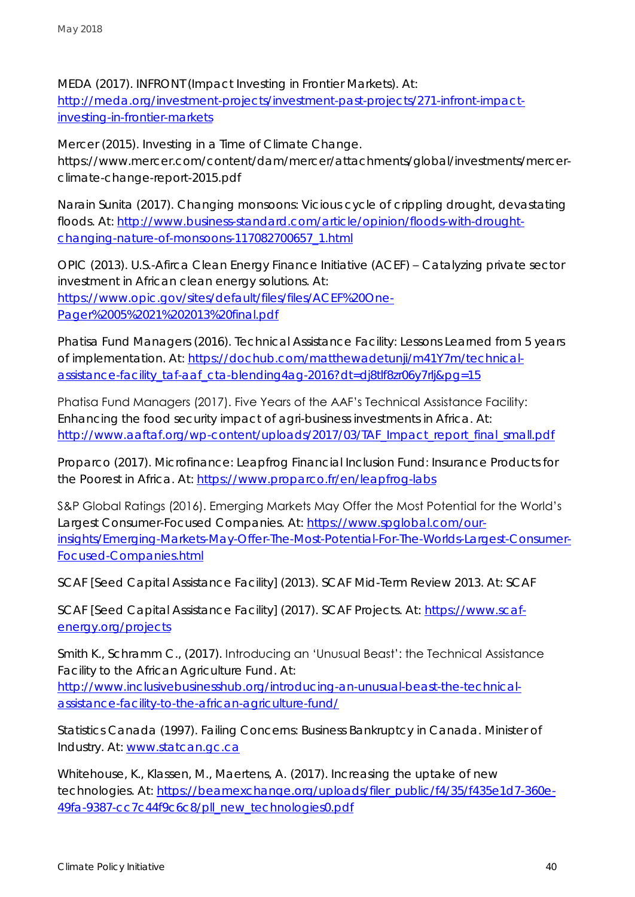MEDA (2017). INFRONT(Impact Investing in Frontier Markets). At: http://meda.org/investment-projects/investment-past-projects/271-infront-impact-investing-in-frontier-markets

Mercer (2015). Investing in a Time of Climate Change. https://www.mercer.com/content/dam/mercer/attachments/global/investments/mercer-climate-change-report-2015.pdf

Narain Sunita (2017). Changing monsoons: Vicious cycle of crippling drought, devastating floods. At: http://www.business-standard.com/article/opinion/floods-with-drought-changing-nature-of-monsoons-117082700657_1.html

OPIC (2013). U.S.-Afirca Clean Energy Finance Initiative (ACEF) – Catalyzing private sector investment in African clean energy solutions. At: https://www.opic.gov/sites/default/files/files/ACEF%20One-Pager%2005%2021%202013%20final.pdf

Phatisa Fund Managers (2016). Technical Assistance Facility: Lessons Learned from 5 years of implementation. At: https://dochub.com/matthewadetunji/m41Y7m/technical-assistance-facility_taf-aaf_cta-blending4ag-2016?dt=dj8tlf8zr06y7rlj&pg=15

Phatisa Fund Managers (2017). Five Years of the AAF's Technical Assistance Facility: Enhancing the food security impact of agri-business investments in Africa. At: http://www.aaftaf.org/wp-content/uploads/2017/03/TAF_Impact_report_final_small.pdf

Proparco (2017). Microfinance: Leapfrog Financial Inclusion Fund: Insurance Products for the Poorest in Africa. At: https://www.proparco.fr/en/leapfrog-labs

S&P Global Ratings (2016). Emerging Markets May Offer the Most Potential for the World's Largest Consumer-Focused Companies. At: https://www.spglobal.com/our-insights/Emerging-Markets-May-Offer-The-Most-Potential-For-The-Worlds-Largest-Consumer-Focused-Companies.html

SCAF [Seed Capital Assistance Facility] (2013). SCAF Mid-Term Review 2013. At: SCAF

SCAF [Seed Capital Assistance Facility] (2017). SCAF Projects. At: https://www.scaf-energy.org/projects

Smith K., Schramm C., (2017). Introducing an 'Unusual Beast': the Technical Assistance Facility to the African Agriculture Fund. At: http://www.inclusivebusinesshub.org/introducing-an-unusual-beast-the-technical-assistance-facility-to-the-african-agriculture-fund/

Statistics Canada (1997). Failing Concerns: Business Bankruptcy in Canada. Minister of Industry. At: www.statcan.gc.ca

Whitehouse, K., Klassen, M., Maertens, A. (2017). Increasing the uptake of new technologies. At: https://beamexchange.org/uploads/filer_public/f4/35/f435e1d7-360e-49fa-9387-cc7c44f9c6c8/pll_new_technologies0.pdf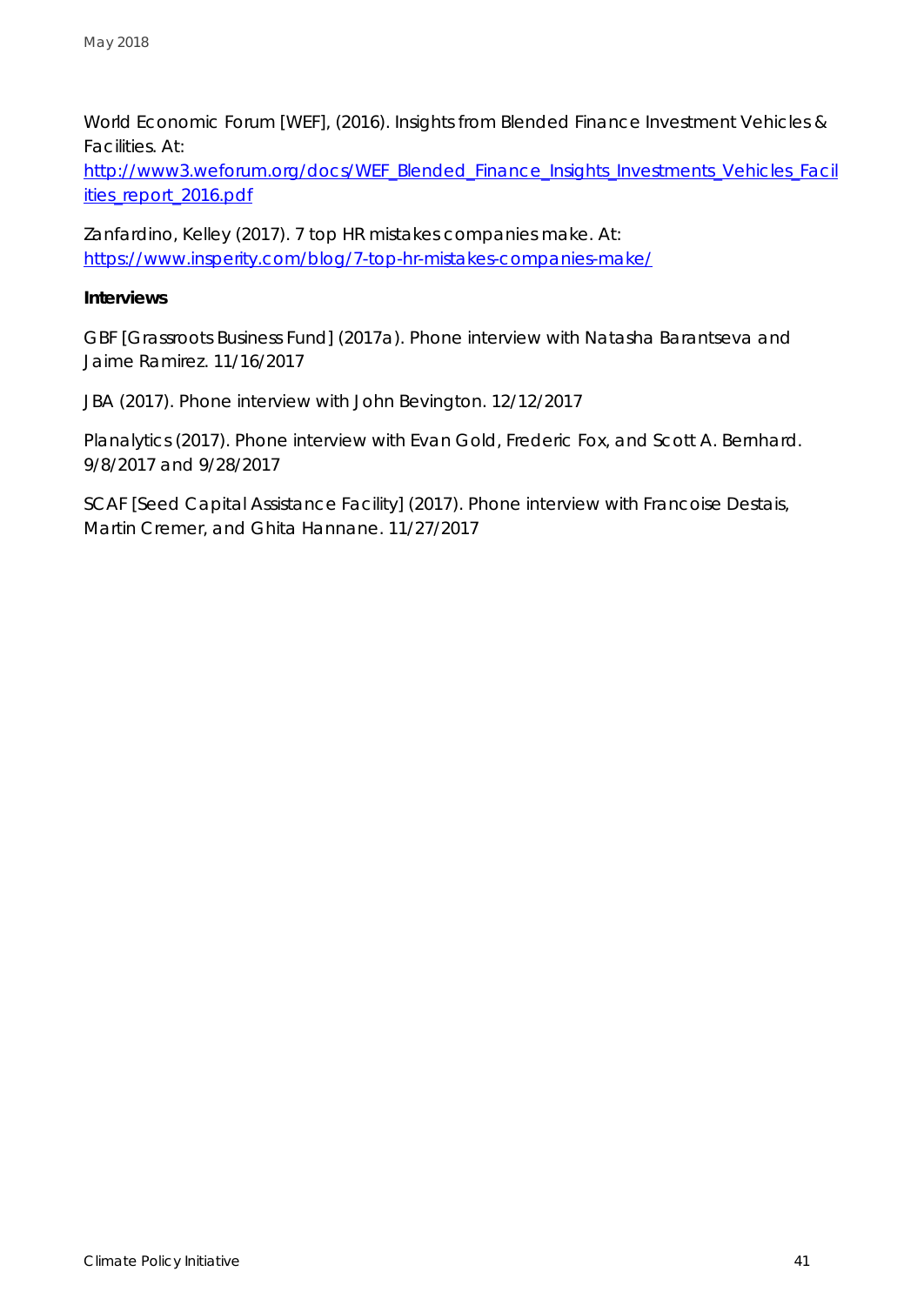World Economic Forum [WEF], (2016). Insights from Blended Finance Investment Vehicles & Facilities. At: http://www3.weforum.org/docs/WEF_Blended_Finance_Insights_Investments_Vehicles_Facilities_report_2016.pdf

Zanfardino, Kelley (2017). 7 top HR mistakes companies make. At: https://www.insperity.com/blog/7-top-hr-mistakes-companies-make/

**Interviews**

GBF [Grassroots Business Fund] (2017a). Phone interview with Natasha Barantseva and Jaime Ramirez. 11/16/2017

JBA (2017). Phone interview with John Bevington. 12/12/2017

Planalytics (2017). Phone interview with Evan Gold, Frederic Fox, and Scott A. Bernhard. 9/8/2017 and 9/28/2017

SCAF [Seed Capital Assistance Facility] (2017). Phone interview with Francoise Destais, Martin Cremer, and Ghita Hannane. 11/27/2017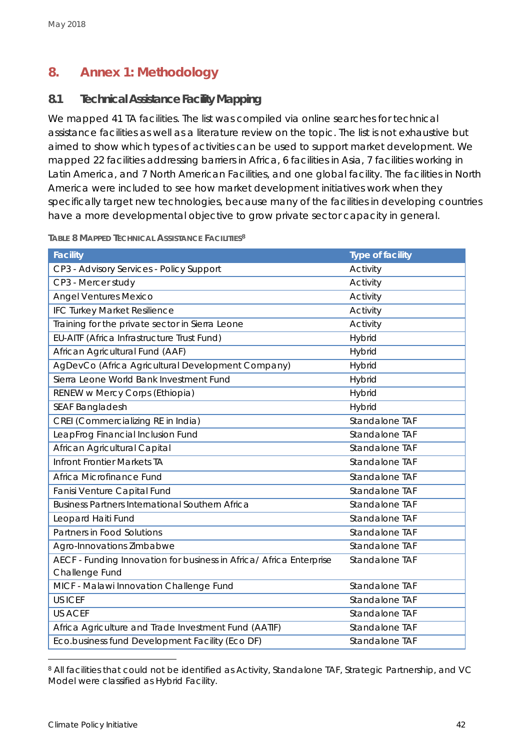# 8. Annex 1: Methodology

## 8.1 Technical Assistance Facility Mapping

We mapped 41 TA facilities. The list was compiled via online searches for technical assistance facilities as well as a literature review on the topic. The list is not exhaustive but aimed to show which types of activities can be used to support market development. We mapped 22 facilities addressing barriers in Africa, 6 facilities in Asia, 7 facilities working in Latin America, and 7 North American Facilities, and one global facility. The facilities in North America were included to see how market development initiatives work when they specifically target new technologies, because many of the facilities in developing countries have a more developmental objective to grow private sector capacity in general.

**TABLE 8 MAPPED TECHNICAL ASSISTANCE FACILITIES**[8]

| Facility | Type of facility |
|---|---|
| CP3 - Advisory Services - Policy Support | Activity |
| CP3 - Mercer study | Activity |
| Angel Ventures Mexico | Activity |
| IFC Turkey Market Resilience | Activity |
| Training for the private sector in Sierra Leone | Activity |
| EU-AITF (Africa Infrastructure Trust Fund) | Hybrid |
| African Agricultural Fund (AAF) | Hybrid |
| AgDevCo (Africa Agricultural Development Company) | Hybrid |
| Sierra Leone World Bank Investment Fund | Hybrid |
| RENEW w Mercy Corps (Ethiopia) | Hybrid |
| SEAF Bangladesh | Hybrid |
| CREI (Commercializing RE in India) | Standalone TAF |
| LeapFrog Financial Inclusion Fund | Standalone TAF |
| African Agricultural Capital | Standalone TAF |
| Infront Frontier Markets TA | Standalone TAF |
| Africa Microfinance Fund | Standalone TAF |
| Fanisi Venture Capital Fund | Standalone TAF |
| Business Partners International Southern Africa | Standalone TAF |
| Leopard Haiti Fund | Standalone TAF |
| Partners in Food Solutions | Standalone TAF |
| Agro-Innovations Zimbabwe | Standalone TAF |
| AECF - Funding Innovation for business in Africa/ Africa Enterprise Challenge Fund | Standalone TAF |
| MICF - Malawi Innovation Challenge Fund | Standalone TAF |
| US ICEF | Standalone TAF |
| US ACEF | Standalone TAF |
| Africa Agriculture and Trade Investment Fund (AATIF) | Standalone TAF |
| Eco.business fund Development Facility (Eco DF) | Standalone TAF |

[8] All facilities that could not be identified as Activity, Standalone TAF, Strategic Partnership, and VC Model were classified as Hybrid Facility.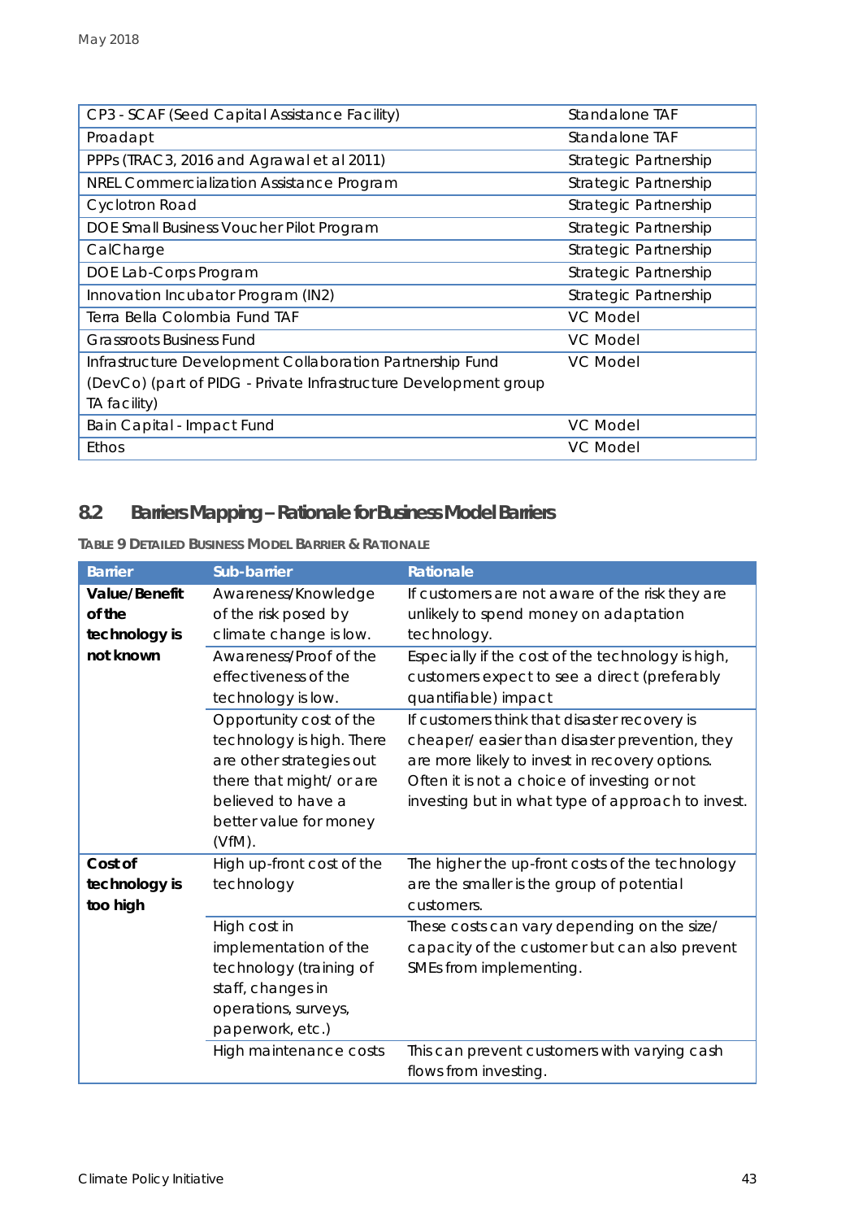| | |
|---|---|
| CP3 - SCAF (Seed Capital Assistance Facility) | Standalone TAF |
| Proadapt | Standalone TAF |
| PPPs (TRAC3, 2016 and Agrawal et al 2011) | Strategic Partnership |
| NREL Commercialization Assistance Program | Strategic Partnership |
| Cyclotron Road | Strategic Partnership |
| DOE Small Business Voucher Pilot Program | Strategic Partnership |
| CalCharge | Strategic Partnership |
| DOE Lab-Corps Program | Strategic Partnership |
| Innovation Incubator Program (IN2) | Strategic Partnership |
| Terra Bella Colombia Fund TAF | VC Model |
| Grassroots Business Fund | VC Model |
| Infrastructure Development Collaboration Partnership Fund (DevCo) (part of PIDG - Private Infrastructure Development group TA facility) | VC Model |
| Bain Capital - Impact Fund | VC Model |
| Ethos | VC Model |

## 8.2 Barriers Mapping – Rationale for Business Model Barriers

TABLE 9 DETAILED BUSINESS MODEL BARRIER & RATIONALE

| Barrier | Sub-barrier | Rationale |
|---|---|---|
| **Value/Benefit of the technology is not known** | Awareness/Knowledge of the risk posed by climate change is low. | If customers are not aware of the risk they are unlikely to spend money on adaptation technology. |
| | Awareness/Proof of the effectiveness of the technology is low. | Especially if the cost of the technology is high, customers expect to see a direct (preferably quantifiable) impact |
| | Opportunity cost of the technology is high. There are other strategies out there that might/ or are believed to have a better value for money (VfM). | If customers think that disaster recovery is cheaper/ easier than disaster prevention, they are more likely to invest in recovery options. Often it is not a choice of investing or not investing but in what type of approach to invest. |
| **Cost of technology is too high** | High up-front cost of the technology | The higher the up-front costs of the technology are the smaller is the group of potential customers. |
| | High cost in implementation of the technology (training of staff, changes in operations, surveys, paperwork, etc.) | These costs can vary depending on the size/ capacity of the customer but can also prevent SMEs from implementing. |
| | High maintenance costs | This can prevent customers with varying cash flows from investing. |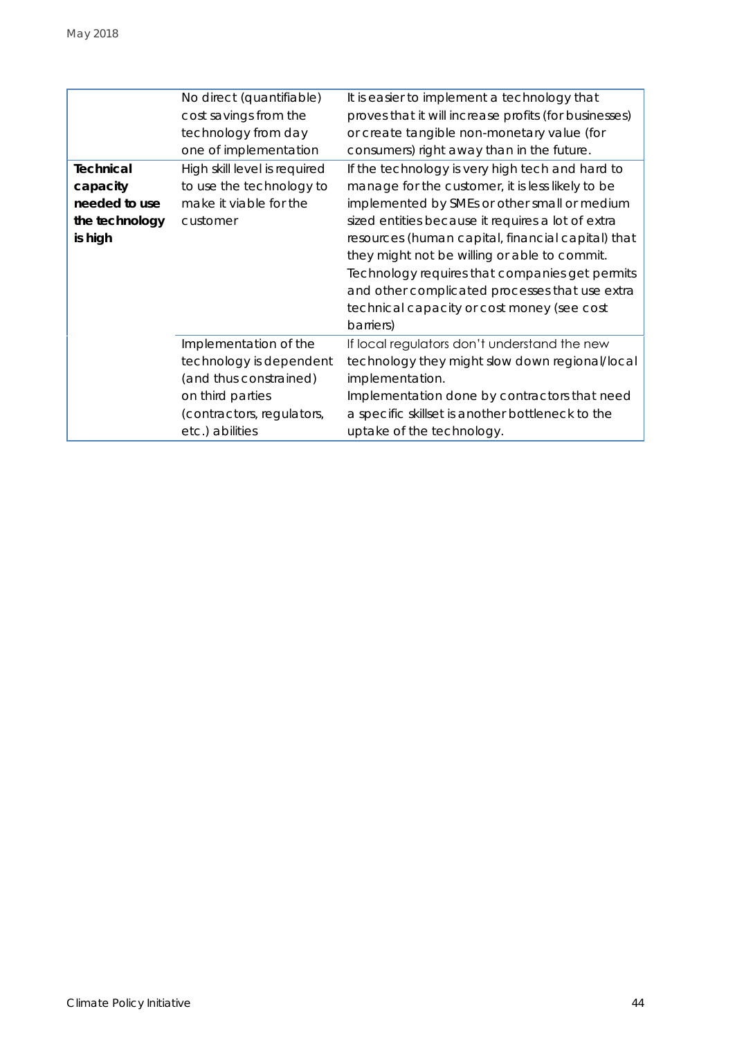| | | |
|---|---|---|
| | No direct (quantifiable) cost savings from the technology from day one of implementation | It is easier to implement a technology that proves that it will increase profits (for businesses) or create tangible non-monetary value (for consumers) right away than in the future. |
| **Technical capacity needed to use the technology is high** | High skill level is required to use the technology to make it viable for the customer | If the technology is very high tech and hard to manage for the customer, it is less likely to be implemented by SMEs or other small or medium sized entities because it requires a lot of extra resources (human capital, financial capital) that they might not be willing or able to commit. Technology requires that companies get permits and other complicated processes that use extra technical capacity or cost money (see cost barriers) |
| | Implementation of the technology is dependent (and thus constrained) on third parties (contractors, regulators, etc.) abilities | If local regulators don't understand the new technology they might slow down regional/local implementation. Implementation done by contractors that need a specific skillset is another bottleneck to the uptake of the technology. |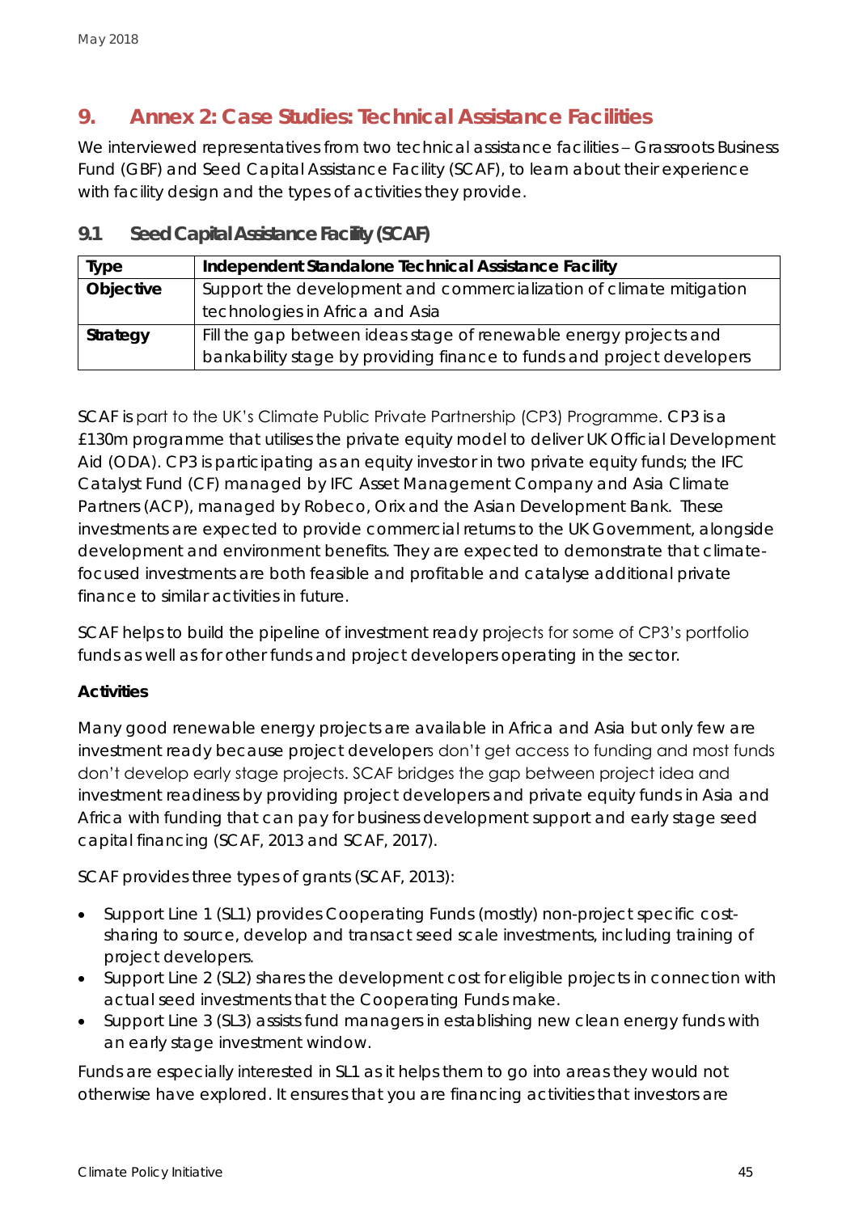## 9. Annex 2: Case Studies: Technical Assistance Facilities

We interviewed representatives from two technical assistance facilities – Grassroots Business Fund (GBF) and Seed Capital Assistance Facility (SCAF), to learn about their experience with facility design and the types of activities they provide.

### 9.1 Seed Capital Assistance Facility (SCAF)

| **Type** | **Independent Standalone Technical Assistance Facility** |
|---|---|
| **Objective** | Support the development and commercialization of climate mitigation technologies in Africa and Asia |
| **Strategy** | Fill the gap between ideas stage of renewable energy projects and bankability stage by providing finance to funds and project developers |

SCAF is part to the UK's Climate Public Private Partnership (CP3) Programme. CP3 is a £130m programme that utilises the private equity model to deliver UK Official Development Aid (ODA). CP3 is participating as an equity investor in two private equity funds; the IFC Catalyst Fund (CF) managed by IFC Asset Management Company and Asia Climate Partners (ACP), managed by Robeco, Orix and the Asian Development Bank. These investments are expected to provide commercial returns to the UK Government, alongside development and environment benefits. They are expected to demonstrate that climate-focused investments are both feasible and profitable and catalyse additional private finance to similar activities in future.

SCAF helps to build the pipeline of investment ready projects for some of CP3's portfolio funds as well as for other funds and project developers operating in the sector.

**Activities**

Many good renewable energy projects are available in Africa and Asia but only few are investment ready because project developers don't get access to funding and most funds don't develop early stage projects. SCAF bridges the gap between project idea and investment readiness by providing project developers and private equity funds in Asia and Africa with funding that can pay for business development support and early stage seed capital financing (SCAF, 2013 and SCAF, 2017).

SCAF provides three types of grants (SCAF, 2013):

- Support Line 1 (SL1) provides Cooperating Funds (mostly) non-project specific cost-sharing to source, develop and transact seed scale investments, including training of project developers.
- Support Line 2 (SL2) shares the development cost for eligible projects in connection with actual seed investments that the Cooperating Funds make.
- Support Line 3 (SL3) assists fund managers in establishing new clean energy funds with an early stage investment window.

Funds are especially interested in SL1 as it helps them to go into areas they would not otherwise have explored. It ensures that you are financing activities that investors are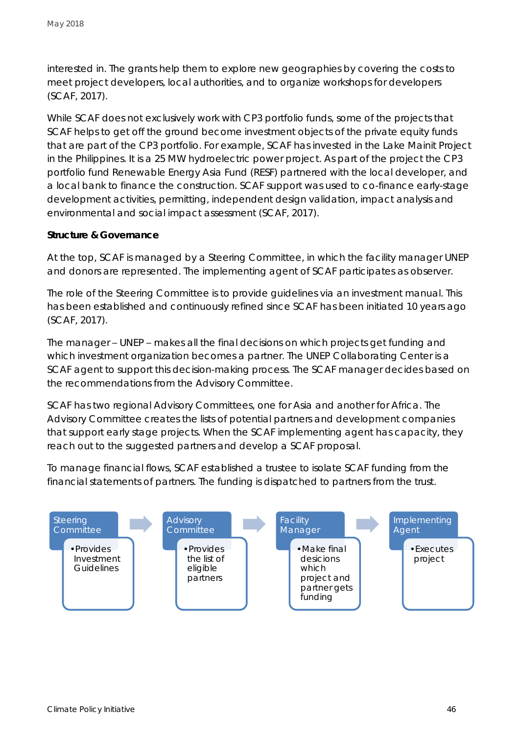interested in. The grants help them to explore new geographies by covering the costs to meet project developers, local authorities, and to organize workshops for developers (SCAF, 2017).

While SCAF does not exclusively work with CP3 portfolio funds, some of the projects that SCAF helps to get off the ground become investment objects of the private equity funds that are part of the CP3 portfolio. For example, SCAF has invested in the Lake Mainit Project in the Philippines. It is a 25 MW hydroelectric power project. As part of the project the CP3 portfolio fund Renewable Energy Asia Fund (RESF) partnered with the local developer, and a local bank to finance the construction. SCAF support was used to co-finance early-stage development activities, permitting, independent design validation, impact analysis and environmental and social impact assessment (SCAF, 2017).

**Structure & Governance**

At the top, SCAF is managed by a Steering Committee, in which the facility manager UNEP and donors are represented. The implementing agent of SCAF participates as observer.

The role of the Steering Committee is to provide guidelines via an investment manual. This has been established and continuously refined since SCAF has been initiated 10 years ago (SCAF, 2017).

The manager – UNEP – makes all the final decisions on which projects get funding and which investment organization becomes a partner. The UNEP Collaborating Center is a SCAF agent to support this decision-making process. The SCAF manager decides based on the recommendations from the Advisory Committee.

SCAF has two regional Advisory Committees, one for Asia and another for Africa. The Advisory Committee creates the lists of potential partners and development companies that support early stage projects. When the SCAF implementing agent has capacity, they reach out to the suggested partners and develop a SCAF proposal.

To manage financial flows, SCAF established a trustee to isolate SCAF funding from the financial statements of partners. The funding is dispatched to partners from the trust.

**Steering Committee**
- Provides Investment Guidelines

→ **Advisory Committee**
- Provides the list of eligible partners

→ **Facility Manager**
- Make final desicions which project and partner gets funding

→ **Implementing Agent**
- Executes project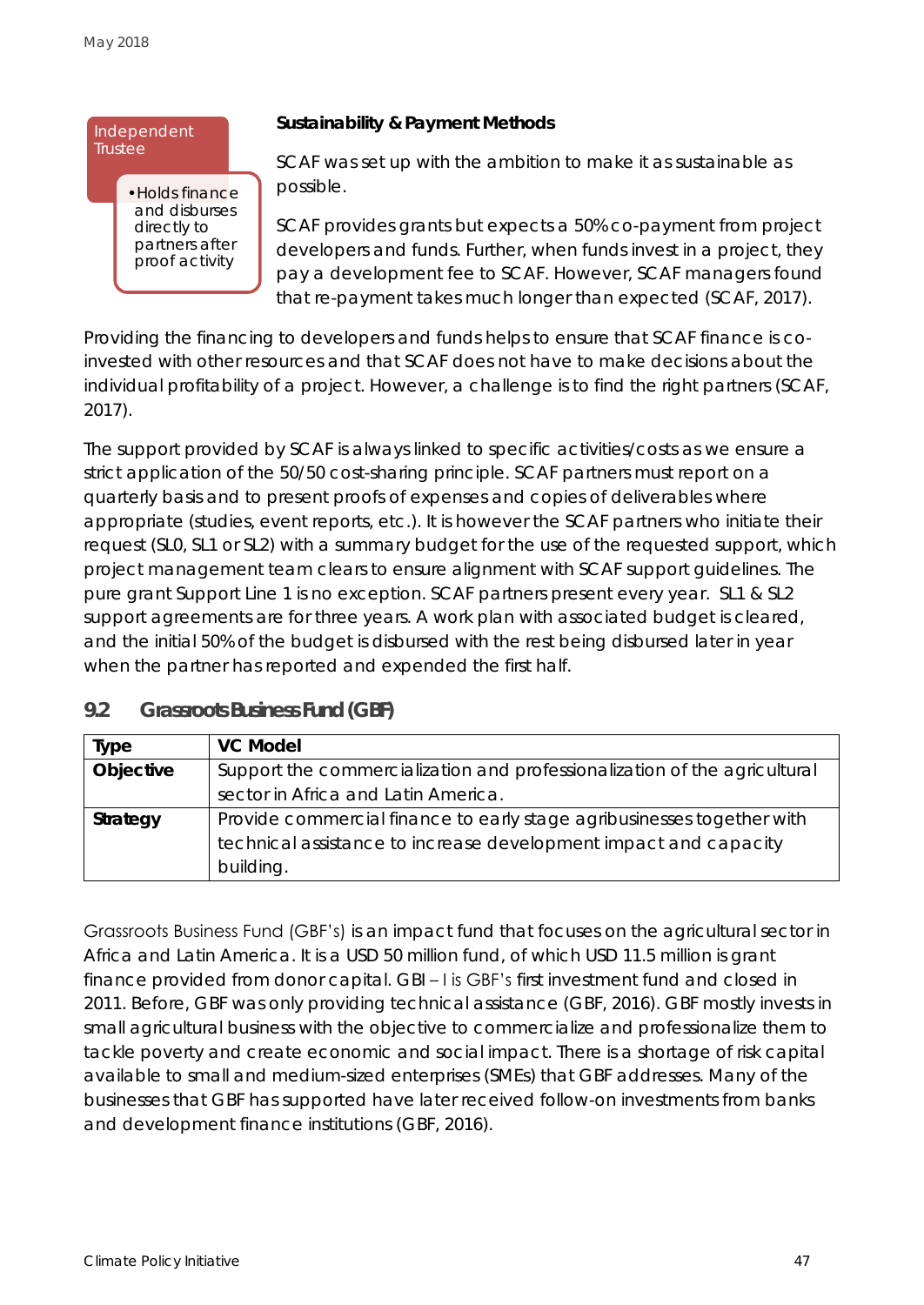Independent Trustee

- Holds finance and disburses directly to partners after proof activity

**Sustainability & Payment Methods**

SCAF was set up with the ambition to make it as sustainable as possible.

SCAF provides grants but expects a 50% co-payment from project developers and funds. Further, when funds invest in a project, they pay a development fee to SCAF. However, SCAF managers found that re-payment takes much longer than expected (SCAF, 2017).

Providing the financing to developers and funds helps to ensure that SCAF finance is co-invested with other resources and that SCAF does not have to make decisions about the individual profitability of a project. However, a challenge is to find the right partners (SCAF, 2017).

The support provided by SCAF is always linked to specific activities/costs as we ensure a strict application of the 50/50 cost-sharing principle. SCAF partners must report on a quarterly basis and to present proofs of expenses and copies of deliverables where appropriate (studies, event reports, etc.). It is however the SCAF partners who initiate their request (SL0, SL1 or SL2) with a summary budget for the use of the requested support, which project management team clears to ensure alignment with SCAF support guidelines. The pure grant Support Line 1 is no exception. SCAF partners present every year. SL1 & SL2 support agreements are for three years. A work plan with associated budget is cleared, and the initial 50% of the budget is disbursed with the rest being disbursed later in year when the partner has reported and expended the first half.

## 9.2 Grassroots Business Fund (GBF)

| **Type** | **VC Model** |
|---|---|
| **Objective** | Support the commercialization and professionalization of the agricultural sector in Africa and Latin America. |
| **Strategy** | Provide commercial finance to early stage agribusinesses together with technical assistance to increase development impact and capacity building. |

Grassroots Business Fund (GBF's) is an impact fund that focuses on the agricultural sector in Africa and Latin America. It is a USD 50 million fund, of which USD 11.5 million is grant finance provided from donor capital. GBI – I is GBF's first investment fund and closed in 2011. Before, GBF was only providing technical assistance (GBF, 2016). GBF mostly invests in small agricultural business with the objective to commercialize and professionalize them to tackle poverty and create economic and social impact. There is a shortage of risk capital available to small and medium-sized enterprises (SMEs) that GBF addresses. Many of the businesses that GBF has supported have later received follow-on investments from banks and development finance institutions (GBF, 2016).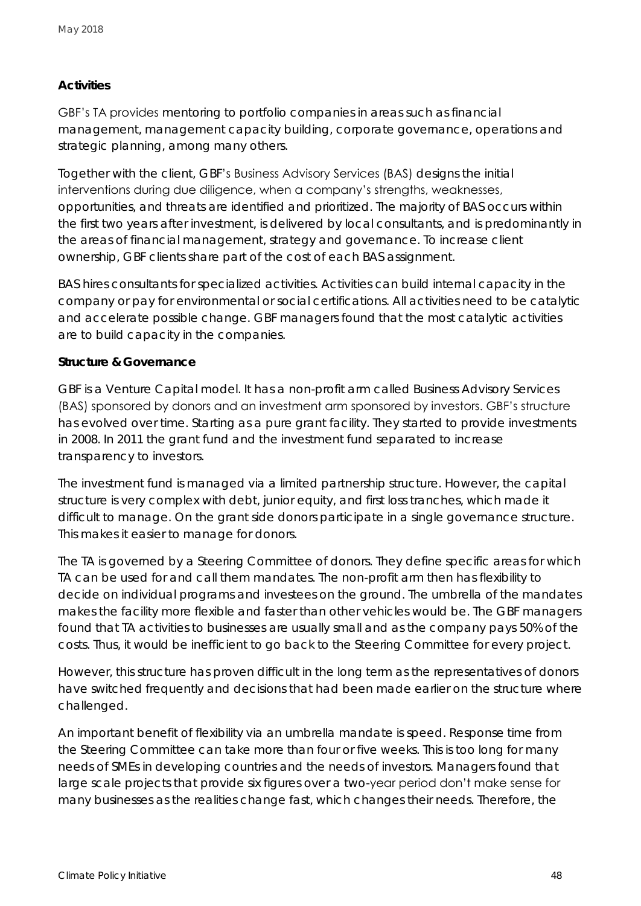**Activities**

GBF's TA provides mentoring to portfolio companies in areas such as financial management, management capacity building, corporate governance, operations and strategic planning, among many others.

Together with the client, GBF's Business Advisory Services (BAS) designs the initial interventions during due diligence, when a company's strengths, weaknesses, opportunities, and threats are identified and prioritized. The majority of BAS occurs within the first two years after investment, is delivered by local consultants, and is predominantly in the areas of financial management, strategy and governance. To increase client ownership, GBF clients share part of the cost of each BAS assignment.

BAS hires consultants for specialized activities. Activities can build internal capacity in the company or pay for environmental or social certifications. All activities need to be catalytic and accelerate possible change. GBF managers found that the most catalytic activities are to build capacity in the companies.

**Structure & Governance**

GBF is a Venture Capital model. It has a non-profit arm called Business Advisory Services (BAS) sponsored by donors and an investment arm sponsored by investors. GBF's structure has evolved over time. Starting as a pure grant facility. They started to provide investments in 2008. In 2011 the grant fund and the investment fund separated to increase transparency to investors.

The investment fund is managed via a limited partnership structure. However, the capital structure is very complex with debt, junior equity, and first loss tranches, which made it difficult to manage. On the grant side donors participate in a single governance structure. This makes it easier to manage for donors.

The TA is governed by a Steering Committee of donors. They define specific areas for which TA can be used for and call them mandates. The non-profit arm then has flexibility to decide on individual programs and investees on the ground. The umbrella of the mandates makes the facility more flexible and faster than other vehicles would be. The GBF managers found that TA activities to businesses are usually small and as the company pays 50% of the costs. Thus, it would be inefficient to go back to the Steering Committee for every project.

However, this structure has proven difficult in the long term as the representatives of donors have switched frequently and decisions that had been made earlier on the structure where challenged.

An important benefit of flexibility via an umbrella mandate is speed. Response time from the Steering Committee can take more than four or five weeks. This is too long for many needs of SMEs in developing countries and the needs of investors. Managers found that large scale projects that provide six figures over a two-year period don't make sense for many businesses as the realities change fast, which changes their needs. Therefore, the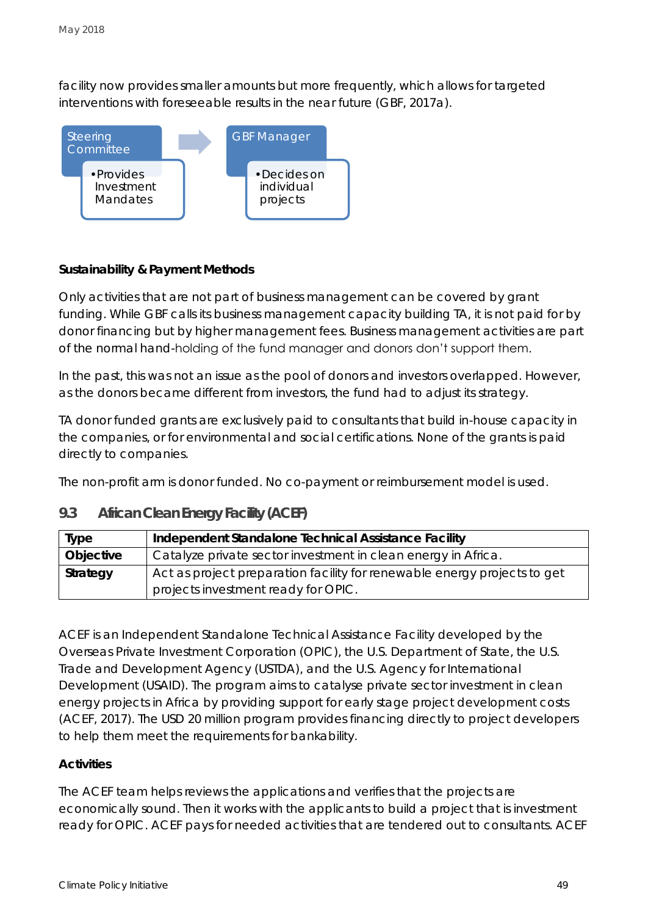facility now provides smaller amounts but more frequently, which allows for targeted interventions with foreseeable results in the near future (GBF, 2017a).

Steering Committee
- Provides Investment Mandates

GBF Manager
- Decides on individual projects

**Sustainability & Payment Methods**

Only activities that are not part of business management can be covered by grant funding. While GBF calls its business management capacity building TA, it is not paid for by donor financing but by higher management fees. Business management activities are part of the normal hand-holding of the fund manager and donors don't support them.

In the past, this was not an issue as the pool of donors and investors overlapped. However, as the donors became different from investors, the fund had to adjust its strategy.

TA donor funded grants are exclusively paid to consultants that build in-house capacity in the companies, or for environmental and social certifications. None of the grants is paid directly to companies.

The non-profit arm is donor funded. No co-payment or reimbursement model is used.

## 9.3 African Clean Energy Facility (ACEF)

| **Type** | **Independent Standalone Technical Assistance Facility** |
|---|---|
| **Objective** | Catalyze private sector investment in clean energy in Africa. |
| **Strategy** | Act as project preparation facility for renewable energy projects to get projects investment ready for OPIC. |

ACEF is an Independent Standalone Technical Assistance Facility developed by the Overseas Private Investment Corporation (OPIC), the U.S. Department of State, the U.S. Trade and Development Agency (USTDA), and the U.S. Agency for International Development (USAID). The program aims to catalyse private sector investment in clean energy projects in Africa by providing support for early stage project development costs (ACEF, 2017). The USD 20 million program provides financing directly to project developers to help them meet the requirements for bankability.

**Activities**

The ACEF team helps reviews the applications and verifies that the projects are economically sound. Then it works with the applicants to build a project that is investment ready for OPIC. ACEF pays for needed activities that are tendered out to consultants. ACEF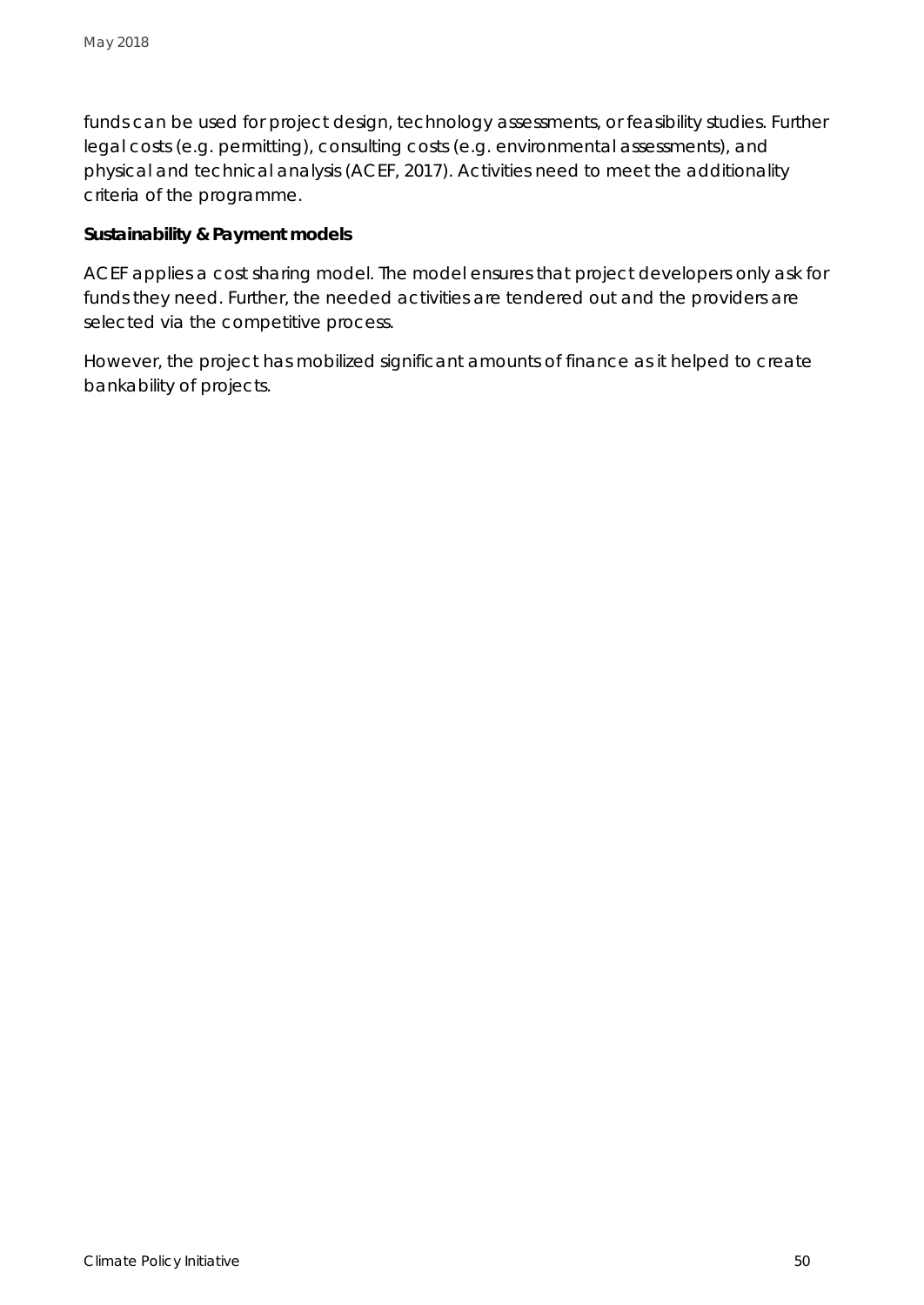funds can be used for project design, technology assessments, or feasibility studies. Further legal costs (e.g. permitting), consulting costs (e.g. environmental assessments), and physical and technical analysis (ACEF, 2017). Activities need to meet the additionality criteria of the programme.

**Sustainability & Payment models**

ACEF applies a cost sharing model. The model ensures that project developers only ask for funds they need. Further, the needed activities are tendered out and the providers are selected via the competitive process.

However, the project has mobilized significant amounts of finance as it helped to create bankability of projects.